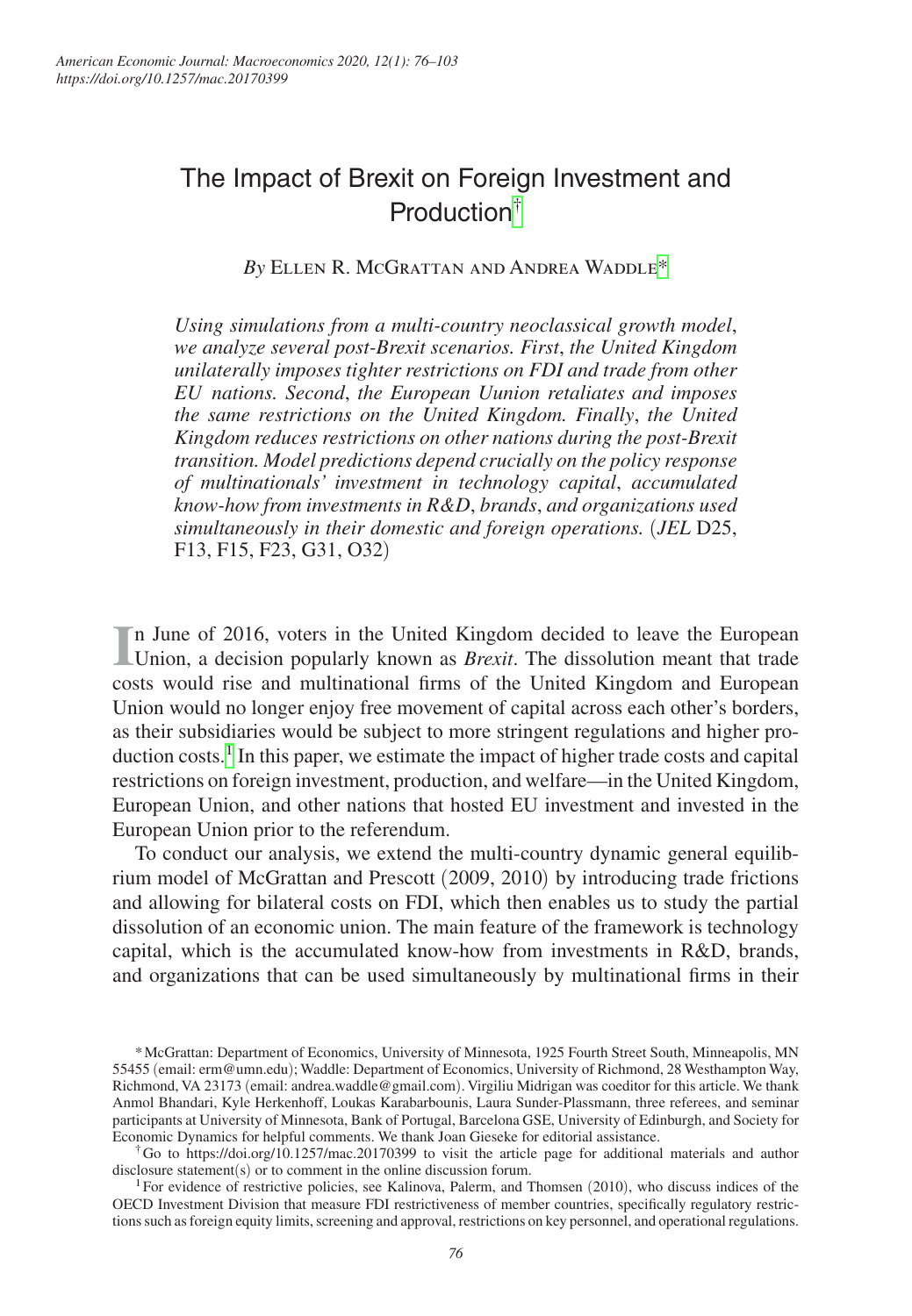# The Impact of Brexit on Foreign Investment and Production[†]

*By* Ellen R. McGrattan and Andrea Waddle[*]

*Using simulations from a multi-country neoclassical growth model, we analyze several post-Brexit scenarios. First, the United Kingdom unilaterally imposes tighter restrictions on FDI and trade from other EU nations. Second, the European Uunion retaliates and imposes the same restrictions on the United Kingdom. Finally, the United Kingdom reduces restrictions on other nations during the post-Brexit transition. Model predictions depend crucially on the policy response of multinationals' investment in technology capital, accumulated know-how from investments in R&D, brands, and organizations used simultaneously in their domestic and foreign operations.* (*JEL* D25, F13, F15, F23, G31, O32)

In June of 2016, voters in the United Kingdom decided to leave the European Union, a decision popularly known as *Brexit*. The dissolution meant that trade costs would rise and multinational firms of the United Kingdom and European Union would no longer enjoy free movement of capital across each other's borders, as their subsidiaries would be subject to more stringent regulations and higher production costs.[1] In this paper, we estimate the impact of higher trade costs and capital restrictions on foreign investment, production, and welfare—in the United Kingdom, European Union, and other nations that hosted EU investment and invested in the European Union prior to the referendum.

To conduct our analysis, we extend the multi-country dynamic general equilibrium model of McGrattan and Prescott (2009, 2010) by introducing trade frictions and allowing for bilateral costs on FDI, which then enables us to study the partial dissolution of an economic union. The main feature of the framework is technology capital, which is the accumulated know-how from investments in R&D, brands, and organizations that can be used simultaneously by multinational firms in their

---

[*] McGrattan: Department of Economics, University of Minnesota, 1925 Fourth Street South, Minneapolis, MN 55455 (email: erm@umn.edu); Waddle: Department of Economics, University of Richmond, 28 Westhampton Way, Richmond, VA 23173 (email: andrea.waddle@gmail.com). Virgiliu Midrigan was coeditor for this article. We thank Anmol Bhandari, Kyle Herkenhoff, Loukas Karabarbounis, Laura Sunder-Plassmann, three referees, and seminar participants at University of Minnesota, Bank of Portugal, Barcelona GSE, University of Edinburgh, and Society for Economic Dynamics for helpful comments. We thank Joan Gieseke for editorial assistance.

[†] Go to https://doi.org/10.1257/mac.20170399 to visit the article page for additional materials and author disclosure statement(s) or to comment in the online discussion forum.

[1] For evidence of restrictive policies, see Kalinova, Palerm, and Thomsen (2010), who discuss indices of the OECD Investment Division that measure FDI restrictiveness of member countries, specifically regulatory restrictions such as foreign equity limits, screening and approval, restrictions on key personnel, and operational regulations.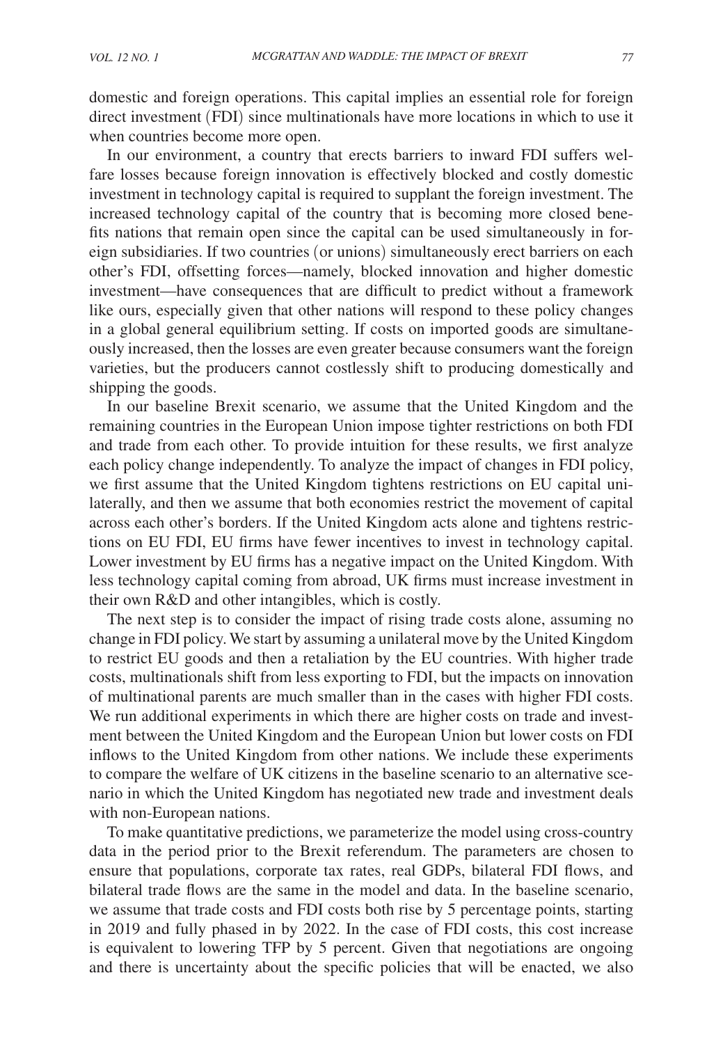domestic and foreign operations. This capital implies an essential role for foreign direct investment (FDI) since multinationals have more locations in which to use it when countries become more open.

In our environment, a country that erects barriers to inward FDI suffers welfare losses because foreign innovation is effectively blocked and costly domestic investment in technology capital is required to supplant the foreign investment. The increased technology capital of the country that is becoming more closed benefits nations that remain open since the capital can be used simultaneously in foreign subsidiaries. If two countries (or unions) simultaneously erect barriers on each other's FDI, offsetting forces—namely, blocked innovation and higher domestic investment—have consequences that are difficult to predict without a framework like ours, especially given that other nations will respond to these policy changes in a global general equilibrium setting. If costs on imported goods are simultaneously increased, then the losses are even greater because consumers want the foreign varieties, but the producers cannot costlessly shift to producing domestically and shipping the goods.

In our baseline Brexit scenario, we assume that the United Kingdom and the remaining countries in the European Union impose tighter restrictions on both FDI and trade from each other. To provide intuition for these results, we first analyze each policy change independently. To analyze the impact of changes in FDI policy, we first assume that the United Kingdom tightens restrictions on EU capital unilaterally, and then we assume that both economies restrict the movement of capital across each other's borders. If the United Kingdom acts alone and tightens restrictions on EU FDI, EU firms have fewer incentives to invest in technology capital. Lower investment by EU firms has a negative impact on the United Kingdom. With less technology capital coming from abroad, UK firms must increase investment in their own R&D and other intangibles, which is costly.

The next step is to consider the impact of rising trade costs alone, assuming no change in FDI policy. We start by assuming a unilateral move by the United Kingdom to restrict EU goods and then a retaliation by the EU countries. With higher trade costs, multinationals shift from less exporting to FDI, but the impacts on innovation of multinational parents are much smaller than in the cases with higher FDI costs. We run additional experiments in which there are higher costs on trade and investment between the United Kingdom and the European Union but lower costs on FDI inflows to the United Kingdom from other nations. We include these experiments to compare the welfare of UK citizens in the baseline scenario to an alternative scenario in which the United Kingdom has negotiated new trade and investment deals with non-European nations.

To make quantitative predictions, we parameterize the model using cross-country data in the period prior to the Brexit referendum. The parameters are chosen to ensure that populations, corporate tax rates, real GDPs, bilateral FDI flows, and bilateral trade flows are the same in the model and data. In the baseline scenario, we assume that trade costs and FDI costs both rise by 5 percentage points, starting in 2019 and fully phased in by 2022. In the case of FDI costs, this cost increase is equivalent to lowering TFP by 5 percent. Given that negotiations are ongoing and there is uncertainty about the specific policies that will be enacted, we also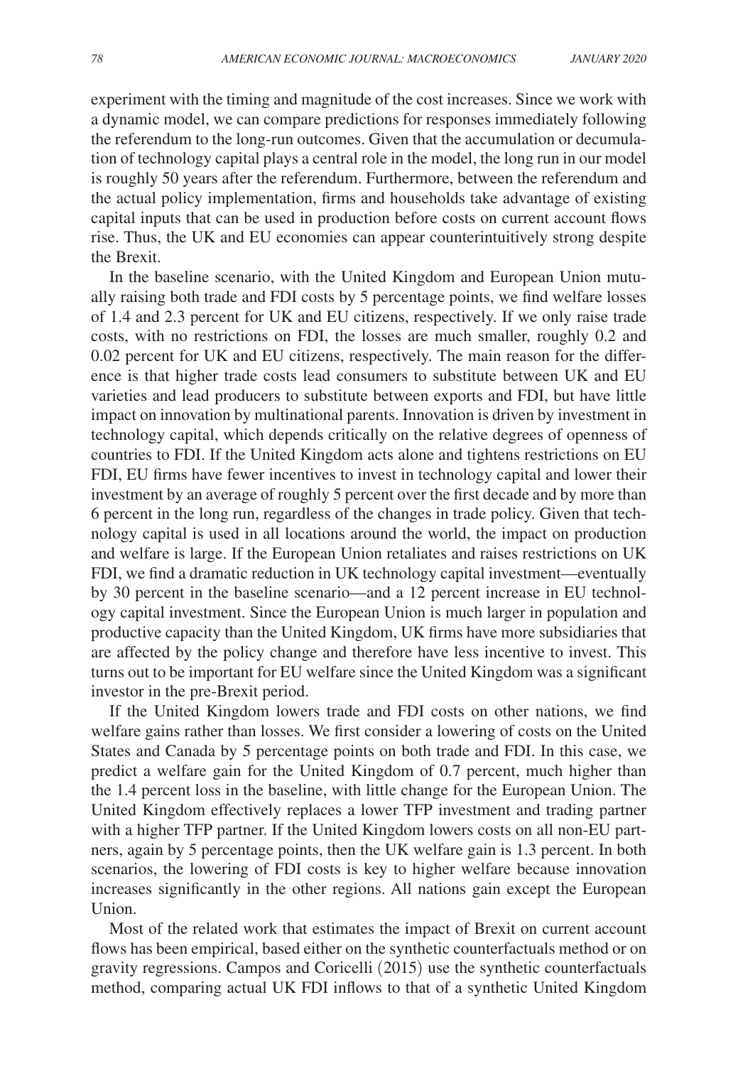experiment with the timing and magnitude of the cost increases. Since we work with a dynamic model, we can compare predictions for responses immediately following the referendum to the long-run outcomes. Given that the accumulation or decumulation of technology capital plays a central role in the model, the long run in our model is roughly 50 years after the referendum. Furthermore, between the referendum and the actual policy implementation, firms and households take advantage of existing capital inputs that can be used in production before costs on current account flows rise. Thus, the UK and EU economies can appear counterintuitively strong despite the Brexit.

In the baseline scenario, with the United Kingdom and European Union mutually raising both trade and FDI costs by 5 percentage points, we find welfare losses of 1.4 and 2.3 percent for UK and EU citizens, respectively. If we only raise trade costs, with no restrictions on FDI, the losses are much smaller, roughly 0.2 and 0.02 percent for UK and EU citizens, respectively. The main reason for the difference is that higher trade costs lead consumers to substitute between UK and EU varieties and lead producers to substitute between exports and FDI, but have little impact on innovation by multinational parents. Innovation is driven by investment in technology capital, which depends critically on the relative degrees of openness of countries to FDI. If the United Kingdom acts alone and tightens restrictions on EU FDI, EU firms have fewer incentives to invest in technology capital and lower their investment by an average of roughly 5 percent over the first decade and by more than 6 percent in the long run, regardless of the changes in trade policy. Given that technology capital is used in all locations around the world, the impact on production and welfare is large. If the European Union retaliates and raises restrictions on UK FDI, we find a dramatic reduction in UK technology capital investment—eventually by 30 percent in the baseline scenario—and a 12 percent increase in EU technology capital investment. Since the European Union is much larger in population and productive capacity than the United Kingdom, UK firms have more subsidiaries that are affected by the policy change and therefore have less incentive to invest. This turns out to be important for EU welfare since the United Kingdom was a significant investor in the pre-Brexit period.

If the United Kingdom lowers trade and FDI costs on other nations, we find welfare gains rather than losses. We first consider a lowering of costs on the United States and Canada by 5 percentage points on both trade and FDI. In this case, we predict a welfare gain for the United Kingdom of 0.7 percent, much higher than the 1.4 percent loss in the baseline, with little change for the European Union. The United Kingdom effectively replaces a lower TFP investment and trading partner with a higher TFP partner. If the United Kingdom lowers costs on all non-EU partners, again by 5 percentage points, then the UK welfare gain is 1.3 percent. In both scenarios, the lowering of FDI costs is key to higher welfare because innovation increases significantly in the other regions. All nations gain except the European Union.

Most of the related work that estimates the impact of Brexit on current account flows has been empirical, based either on the synthetic counterfactuals method or on gravity regressions. Campos and Coricelli (2015) use the synthetic counterfactuals method, comparing actual UK FDI inflows to that of a synthetic United Kingdom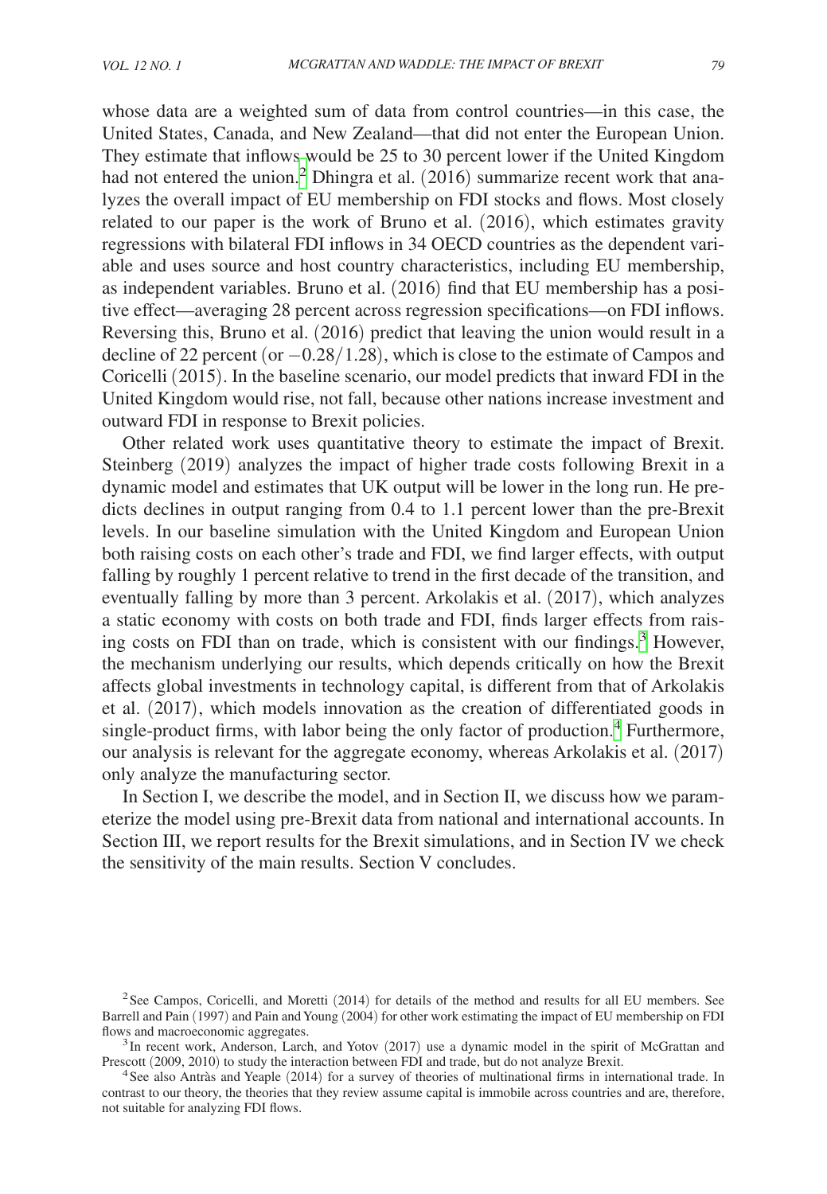whose data are a weighted sum of data from control countries—in this case, the United States, Canada, and New Zealand—that did not enter the European Union. They estimate that inflows would be 25 to 30 percent lower if the United Kingdom had not entered the union.[2] Dhingra et al. (2016) summarize recent work that analyzes the overall impact of EU membership on FDI stocks and flows. Most closely related to our paper is the work of Bruno et al. (2016), which estimates gravity regressions with bilateral FDI inflows in 34 OECD countries as the dependent variable and uses source and host country characteristics, including EU membership, as independent variables. Bruno et al. (2016) find that EU membership has a positive effect—averaging 28 percent across regression specifications—on FDI inflows. Reversing this, Bruno et al. (2016) predict that leaving the union would result in a decline of 22 percent (or $-0.28/1.28$), which is close to the estimate of Campos and Coricelli (2015). In the baseline scenario, our model predicts that inward FDI in the United Kingdom would rise, not fall, because other nations increase investment and outward FDI in response to Brexit policies.

Other related work uses quantitative theory to estimate the impact of Brexit. Steinberg (2019) analyzes the impact of higher trade costs following Brexit in a dynamic model and estimates that UK output will be lower in the long run. He predicts declines in output ranging from 0.4 to 1.1 percent lower than the pre-Brexit levels. In our baseline simulation with the United Kingdom and European Union both raising costs on each other's trade and FDI, we find larger effects, with output falling by roughly 1 percent relative to trend in the first decade of the transition, and eventually falling by more than 3 percent. Arkolakis et al. (2017), which analyzes a static economy with costs on both trade and FDI, finds larger effects from raising costs on FDI than on trade, which is consistent with our findings.[3] However, the mechanism underlying our results, which depends critically on how the Brexit affects global investments in technology capital, is different from that of Arkolakis et al. (2017), which models innovation as the creation of differentiated goods in single-product firms, with labor being the only factor of production.[4] Furthermore, our analysis is relevant for the aggregate economy, whereas Arkolakis et al. (2017) only analyze the manufacturing sector.

In Section I, we describe the model, and in Section II, we discuss how we parameterize the model using pre-Brexit data from national and international accounts. In Section III, we report results for the Brexit simulations, and in Section IV we check the sensitivity of the main results. Section V concludes.

---

[2] See Campos, Coricelli, and Moretti (2014) for details of the method and results for all EU members. See Barrell and Pain (1997) and Pain and Young (2004) for other work estimating the impact of EU membership on FDI flows and macroeconomic aggregates.

[3] In recent work, Anderson, Larch, and Yotov (2017) use a dynamic model in the spirit of McGrattan and Prescott (2009, 2010) to study the interaction between FDI and trade, but do not analyze Brexit.

[4] See also Antràs and Yeaple (2014) for a survey of theories of multinational firms in international trade. In contrast to our theory, the theories that they review assume capital is immobile across countries and are, therefore, not suitable for analyzing FDI flows.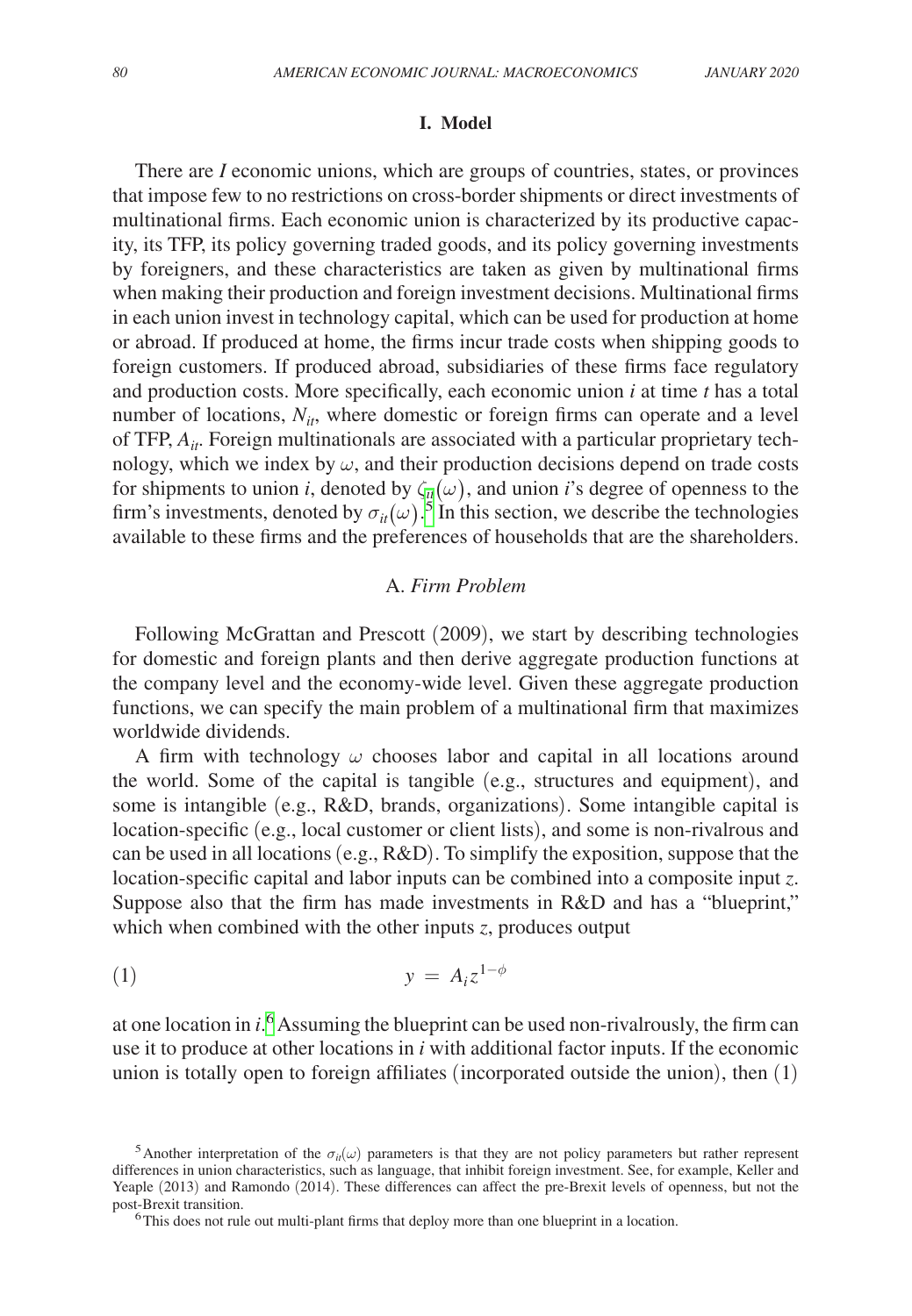## I. Model

There are $I$ economic unions, which are groups of countries, states, or provinces that impose few to no restrictions on cross-border shipments or direct investments of multinational firms. Each economic union is characterized by its productive capacity, its TFP, its policy governing traded goods, and its policy governing investments by foreigners, and these characteristics are taken as given by multinational firms when making their production and foreign investment decisions. Multinational firms in each union invest in technology capital, which can be used for production at home or abroad. If produced at home, the firms incur trade costs when shipping goods to foreign customers. If produced abroad, subsidiaries of these firms face regulatory and production costs. More specifically, each economic union $i$ at time $t$ has a total number of locations, $N_{it}$, where domestic or foreign firms can operate and a level of TFP, $A_{it}$. Foreign multinationals are associated with a particular proprietary technology, which we index by $\omega$, and their production decisions depend on trade costs for shipments to union $i$, denoted by $\zeta_{it}(\omega)$, and union $i$'s degree of openness to the firm's investments, denoted by $\sigma_{it}(\omega)$.[5] In this section, we describe the technologies available to these firms and the preferences of households that are the shareholders.

### A. *Firm Problem*

Following McGrattan and Prescott (2009), we start by describing technologies for domestic and foreign plants and then derive aggregate production functions at the company level and the economy-wide level. Given these aggregate production functions, we can specify the main problem of a multinational firm that maximizes worldwide dividends.

A firm with technology $\omega$ chooses labor and capital in all locations around the world. Some of the capital is tangible (e.g., structures and equipment), and some is intangible (e.g., R&D, brands, organizations). Some intangible capital is location-specific (e.g., local customer or client lists), and some is non-rivalrous and can be used in all locations (e.g., R&D). To simplify the exposition, suppose that the location-specific capital and labor inputs can be combined into a composite input $z$. Suppose also that the firm has made investments in R&D and has a "blueprint," which when combined with the other inputs $z$, produces output

$$y = A_i z^{1-\phi} \tag{1}$$

at one location in $i$.[6] Assuming the blueprint can be used non-rivalrously, the firm can use it to produce at other locations in $i$ with additional factor inputs. If the economic union is totally open to foreign affiliates (incorporated outside the union), then (1)

[5] Another interpretation of the $\sigma_{it}(\omega)$ parameters is that they are not policy parameters but rather represent differences in union characteristics, such as language, that inhibit foreign investment. See, for example, Keller and Yeaple (2013) and Ramondo (2014). These differences can affect the pre-Brexit levels of openness, but not the post-Brexit transition.

[6] This does not rule out multi-plant firms that deploy more than one blueprint in a location.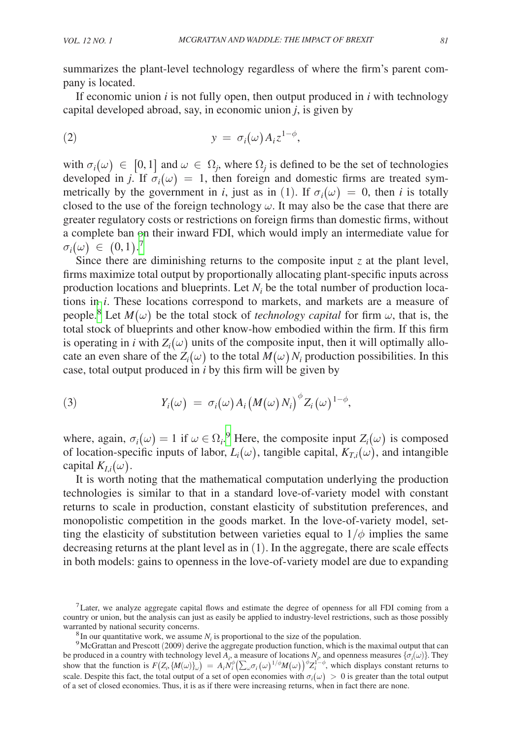summarizes the plant-level technology regardless of where the firm's parent company is located.

If economic union $i$ is not fully open, then output produced in $i$ with technology capital developed abroad, say, in economic union $j$, is given by

$$y = \sigma_i(\omega) A_i z^{1-\phi}, \tag{2}$$

with $\sigma_i(\omega) \in [0,1]$ and $\omega \in \Omega_j$, where $\Omega_j$ is defined to be the set of technologies developed in $j$. If $\sigma_i(\omega) = 1$, then foreign and domestic firms are treated symmetrically by the government in $i$, just as in (1). If $\sigma_i(\omega) = 0$, then $i$ is totally closed to the use of the foreign technology $\omega$. It may also be the case that there are greater regulatory costs or restrictions on foreign firms than domestic firms, without a complete ban on their inward FDI, which would imply an intermediate value for $\sigma_i(\omega) \in (0,1)$.[7]

Since there are diminishing returns to the composite input $z$ at the plant level, firms maximize total output by proportionally allocating plant-specific inputs across production locations and blueprints. Let $N_i$ be the total number of production locations in $i$. These locations correspond to markets, and markets are a measure of people.[8] Let $M(\omega)$ be the total stock of *technology capital* for firm $\omega$, that is, the total stock of blueprints and other know-how embodied within the firm. If this firm is operating in $i$ with $Z_i(\omega)$ units of the composite input, then it will optimally allocate an even share of the $Z_i(\omega)$ to the total $M(\omega)N_i$ production possibilities. In this case, total output produced in $i$ by this firm will be given by

$$Y_i(\omega) = \sigma_i(\omega) A_i (M(\omega) N_i)^{\phi} Z_i(\omega)^{1-\phi}, \tag{3}$$

where, again, $\sigma_i(\omega) = 1$ if $\omega \in \Omega_i$.[9] Here, the composite input $Z_i(\omega)$ is composed of location-specific inputs of labor, $L_i(\omega)$, tangible capital, $K_{T,i}(\omega)$, and intangible capital $K_{I,i}(\omega)$.

It is worth noting that the mathematical computation underlying the production technologies is similar to that in a standard love-of-variety model with constant returns to scale in production, constant elasticity of substitution preferences, and monopolistic competition in the goods market. In the love-of-variety model, setting the elasticity of substitution between varieties equal to $1/\phi$ implies the same decreasing returns at the plant level as in (1). In the aggregate, there are scale effects in both models: gains to openness in the love-of-variety model are due to expanding

[7] Later, we analyze aggregate capital flows and estimate the degree of openness for all FDI coming from a country or union, but the analysis can just as easily be applied to industry-level restrictions, such as those possibly warranted by national security concerns.

[8] In our quantitative work, we assume $N_i$ is proportional to the size of the population.

[9] McGrattan and Prescott (2009) derive the aggregate production function, which is the maximal output that can be produced in a country with technology level $A_i$, a measure of locations $N_i$, and openness measures $\{\sigma_i(\omega)\}$. They show that the function is $F(Z_i, \{M(\omega)\}_\omega) = A_i N_i^{\phi} \left(\sum_\omega \sigma_i(\omega)^{1/\phi} M(\omega)\right)^{\phi} Z_i^{1-\phi}$, which displays constant returns to scale. Despite this fact, the total output of a set of open economies with $\sigma_i(\omega) > 0$ is greater than the total output of a set of closed economies. Thus, it is as if there were increasing returns, when in fact there are none.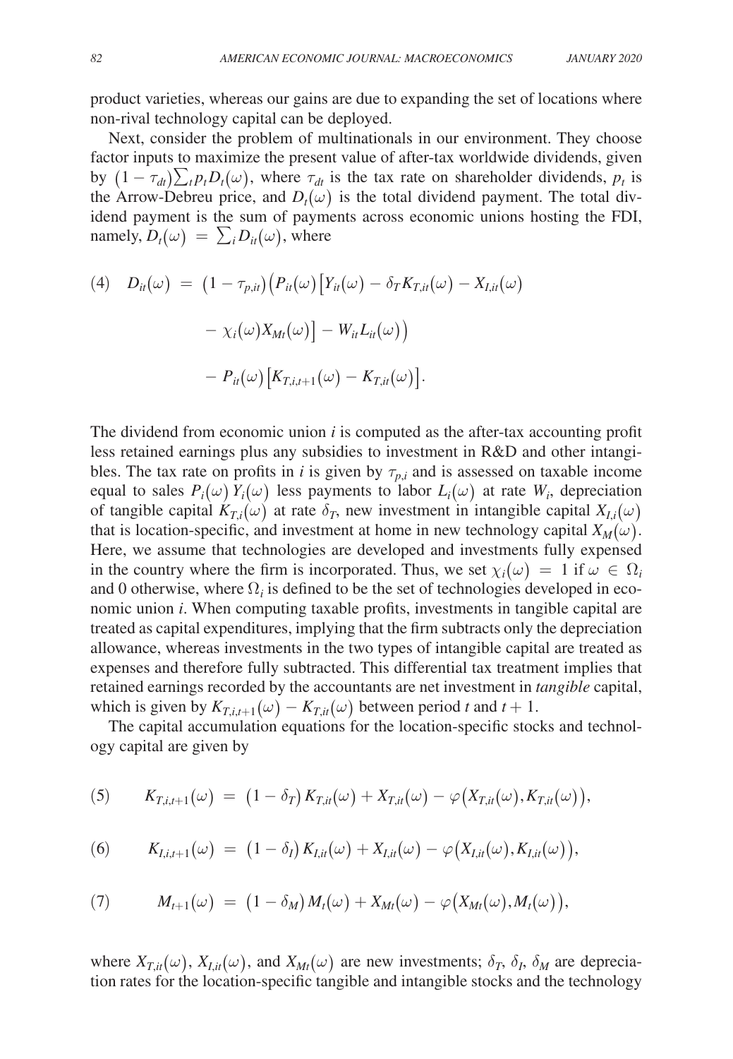product varieties, whereas our gains are due to expanding the set of locations where non-rival technology capital can be deployed.

Next, consider the problem of multinationals in our environment. They choose factor inputs to maximize the present value of after-tax worldwide dividends, given by $(1-\tau_{dt})\sum_t p_t D_t(\omega)$, where $\tau_{dt}$ is the tax rate on shareholder dividends, $p_t$ is the Arrow-Debreu price, and $D_t(\omega)$ is the total dividend payment. The total dividend payment is the sum of payments across economic unions hosting the FDI, namely, $D_t(\omega) = \sum_i D_{it}(\omega)$, where

$$
\begin{aligned}
(4)\quad D_{it}(\omega) = {} & (1-\tau_{p,it})\big(P_{it}(\omega)\big[Y_{it}(\omega) - \delta_T K_{T,it}(\omega) - X_{I,it}(\omega) \\
& - \chi_i(\omega) X_{Mt}(\omega)\big] - W_{it} L_{it}(\omega)\big) \\
& - P_{it}(\omega)\big[K_{T,i,t+1}(\omega) - K_{T,it}(\omega)\big].
\end{aligned}
$$

The dividend from economic union $i$ is computed as the after-tax accounting profit less retained earnings plus any subsidies to investment in R&D and other intangibles. The tax rate on profits in $i$ is given by $\tau_{p,i}$ and is assessed on taxable income equal to sales $P_i(\omega)\,Y_i(\omega)$ less payments to labor $L_i(\omega)$ at rate $W_i$, depreciation of tangible capital $K_{T,i}(\omega)$ at rate $\delta_T$, new investment in intangible capital $X_{I,i}(\omega)$ that is location-specific, and investment at home in new technology capital $X_M(\omega)$. Here, we assume that technologies are developed and investments fully expensed in the country where the firm is incorporated. Thus, we set $\chi_i(\omega) = 1$ if $\omega \in \Omega_i$ and 0 otherwise, where $\Omega_i$ is defined to be the set of technologies developed in economic union $i$. When computing taxable profits, investments in tangible capital are treated as capital expenditures, implying that the firm subtracts only the depreciation allowance, whereas investments in the two types of intangible capital are treated as expenses and therefore fully subtracted. This differential tax treatment implies that retained earnings recorded by the accountants are net investment in *tangible* capital, which is given by $K_{T,i,t+1}(\omega) - K_{T,it}(\omega)$ between period $t$ and $t+1$.

The capital accumulation equations for the location-specific stocks and technology capital are given by

$$
(5)\qquad K_{T,i,t+1}(\omega) = (1-\delta_T)\,K_{T,it}(\omega) + X_{T,it}(\omega) - \varphi\big(X_{T,it}(\omega), K_{T,it}(\omega)\big),
$$

$$
(6)\qquad K_{I,i,t+1}(\omega) = (1-\delta_I)\,K_{I,it}(\omega) + X_{I,it}(\omega) - \varphi\big(X_{I,it}(\omega), K_{I,it}(\omega)\big),
$$

$$
(7)\qquad M_{t+1}(\omega) = (1-\delta_M)\,M_t(\omega) + X_{Mt}(\omega) - \varphi\big(X_{Mt}(\omega), M_t(\omega)\big),
$$

where $X_{T,it}(\omega)$, $X_{I,it}(\omega)$, and $X_{Mt}(\omega)$ are new investments; $\delta_T$, $\delta_I$, $\delta_M$ are depreciation rates for the location-specific tangible and intangible stocks and the technology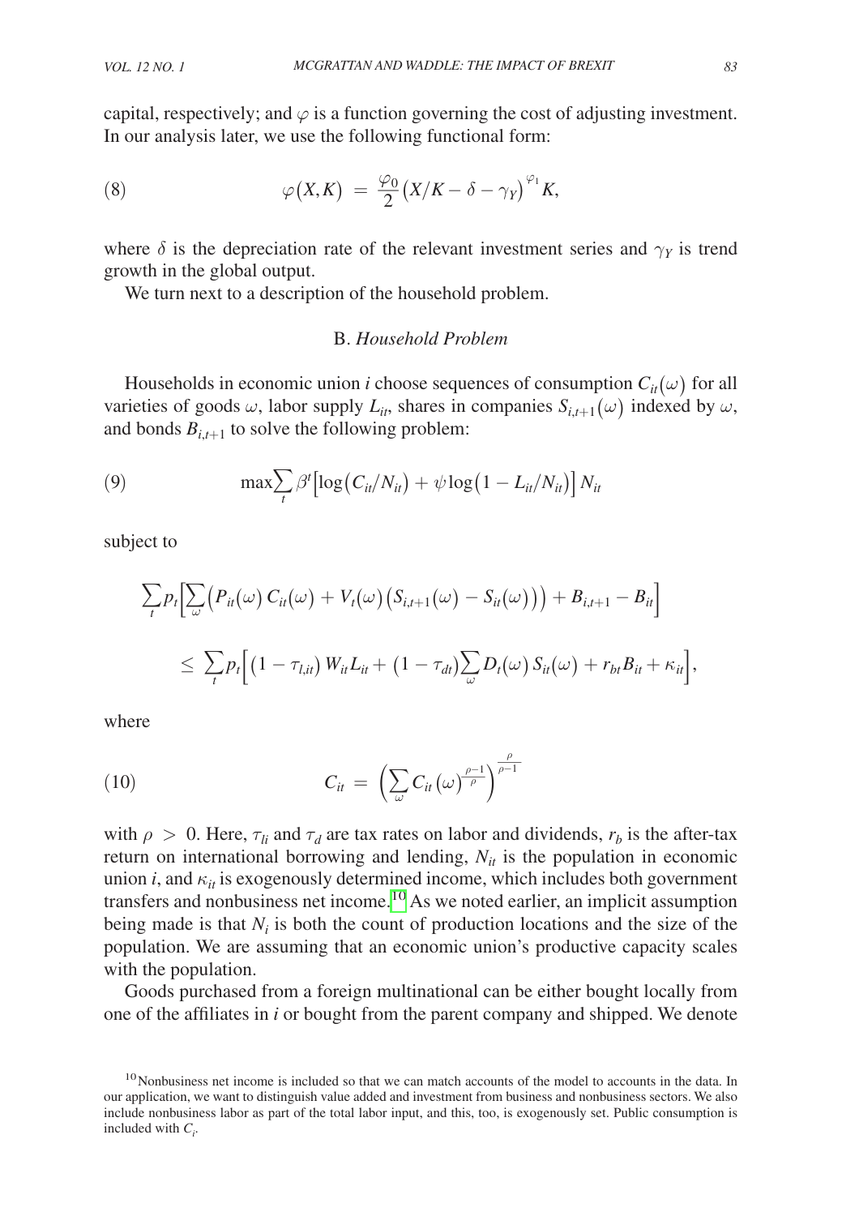capital, respectively; and $\varphi$ is a function governing the cost of adjusting investment. In our analysis later, we use the following functional form:

$$\varphi(X,K) \;=\; \frac{\varphi_0}{2}\left(X/K - \delta - \gamma_Y\right)^{\varphi_1} K, \tag{8}$$

where $\delta$ is the depreciation rate of the relevant investment series and $\gamma_Y$ is trend growth in the global output.

We turn next to a description of the household problem.

### B. *Household Problem*

Households in economic union $i$ choose sequences of consumption $C_{it}(\omega)$ for all varieties of goods $\omega$, labor supply $L_{it}$, shares in companies $S_{i,t+1}(\omega)$ indexed by $\omega$, and bonds $B_{i,t+1}$ to solve the following problem:

$$\max \sum_t \beta^t \left[\log\left(C_{it}/N_{it}\right) + \psi \log\left(1 - L_{it}/N_{it}\right)\right] N_{it} \tag{9}$$

subject to

$$\sum_t p_t \Big[\sum_\omega \Big(P_{it}(\omega)\, C_{it}(\omega) + V_t(\omega)\left(S_{i,t+1}(\omega) - S_{it}(\omega)\right)\Big) + B_{i,t+1} - B_{it}\Big]$$

$$\leq\; \sum_t p_t \Big[\left(1 - \tau_{l,it}\right) W_{it} L_{it} + \left(1 - \tau_{dt}\right) \sum_\omega D_t(\omega)\, S_{it}(\omega) + r_{bt} B_{it} + \kappa_{it}\Big],$$

where

$$C_{it} \;=\; \left(\sum_\omega C_{it}(\omega)^{\frac{\rho-1}{\rho}}\right)^{\frac{\rho}{\rho-1}} \tag{10}$$

with $\rho > 0$. Here, $\tau_{li}$ and $\tau_d$ are tax rates on labor and dividends, $r_b$ is the after-tax return on international borrowing and lending, $N_{it}$ is the population in economic union $i$, and $\kappa_{it}$ is exogenously determined income, which includes both government transfers and nonbusiness net income.[10] As we noted earlier, an implicit assumption being made is that $N_i$ is both the count of production locations and the size of the population. We are assuming that an economic union's productive capacity scales with the population.

Goods purchased from a foreign multinational can be either bought locally from one of the affiliates in $i$ or bought from the parent company and shipped. We denote

[10] Nonbusiness net income is included so that we can match accounts of the model to accounts in the data. In our application, we want to distinguish value added and investment from business and nonbusiness sectors. We also include nonbusiness labor as part of the total labor input, and this, too, is exogenously set. Public consumption is included with $C_i$.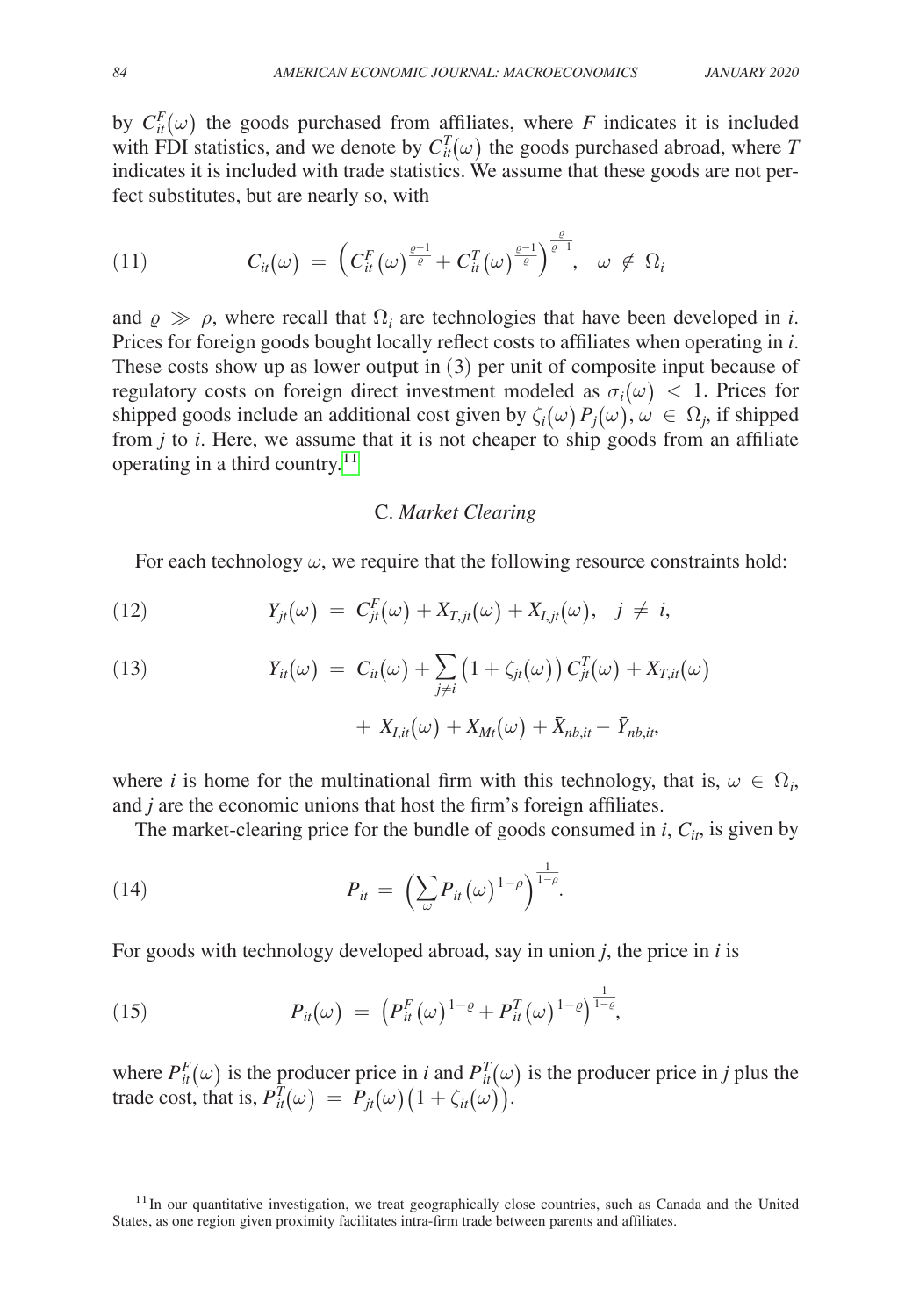by $C_{it}^F(\omega)$ the goods purchased from affiliates, where $F$ indicates it is included with FDI statistics, and we denote by $C_{it}^T(\omega)$ the goods purchased abroad, where $T$ indicates it is included with trade statistics. We assume that these goods are not perfect substitutes, but are nearly so, with

$$C_{it}(\omega) = \left(C_{it}^F(\omega)^{\frac{\varrho-1}{\varrho}} + C_{it}^T(\omega)^{\frac{\varrho-1}{\varrho}}\right)^{\frac{\varrho}{\varrho-1}}, \quad \omega \notin \Omega_i \tag{11}$$

and $\varrho \gg \rho$, where recall that $\Omega_i$ are technologies that have been developed in $i$. Prices for foreign goods bought locally reflect costs to affiliates when operating in $i$. These costs show up as lower output in (3) per unit of composite input because of regulatory costs on foreign direct investment modeled as $\sigma_i(\omega) < 1$. Prices for shipped goods include an additional cost given by $\zeta_i(\omega) P_j(\omega)$, $\omega \in \Omega_j$, if shipped from $j$ to $i$. Here, we assume that it is not cheaper to ship goods from an affiliate operating in a third country.[11]

### C. *Market Clearing*

For each technology $\omega$, we require that the following resource constraints hold:

$$Y_{jt}(\omega) = C_{jt}^F(\omega) + X_{T,jt}(\omega) + X_{I,jt}(\omega), \quad j \neq i, \tag{12}$$

$$\begin{aligned} Y_{it}(\omega) = {} & C_{it}(\omega) + \sum_{j \neq i} \left(1 + \zeta_{jt}(\omega)\right) C_{jt}^T(\omega) + X_{T,it}(\omega) \\ & + X_{I,it}(\omega) + X_{Mt}(\omega) + \bar{X}_{nb,it} - \bar{Y}_{nb,it}, \end{aligned} \tag{13}$$

where $i$ is home for the multinational firm with this technology, that is, $\omega \in \Omega_i$, and $j$ are the economic unions that host the firm's foreign affiliates.

The market-clearing price for the bundle of goods consumed in $i$, $C_{it}$, is given by

$$P_{it} = \left(\sum_{\omega} P_{it}(\omega)^{1-\rho}\right)^{\frac{1}{1-\rho}}. \tag{14}$$

For goods with technology developed abroad, say in union $j$, the price in $i$ is

$$P_{it}(\omega) = \left(P_{it}^F(\omega)^{1-\varrho} + P_{it}^T(\omega)^{1-\varrho}\right)^{\frac{1}{1-\varrho}}, \tag{15}$$

where $P_{it}^F(\omega)$ is the producer price in $i$ and $P_{it}^T(\omega)$ is the producer price in $j$ plus the trade cost, that is, $P_{it}^T(\omega) = P_{jt}(\omega)\left(1 + \zeta_{it}(\omega)\right)$.

[11] In our quantitative investigation, we treat geographically close countries, such as Canada and the United States, as one region given proximity facilitates intra-firm trade between parents and affiliates.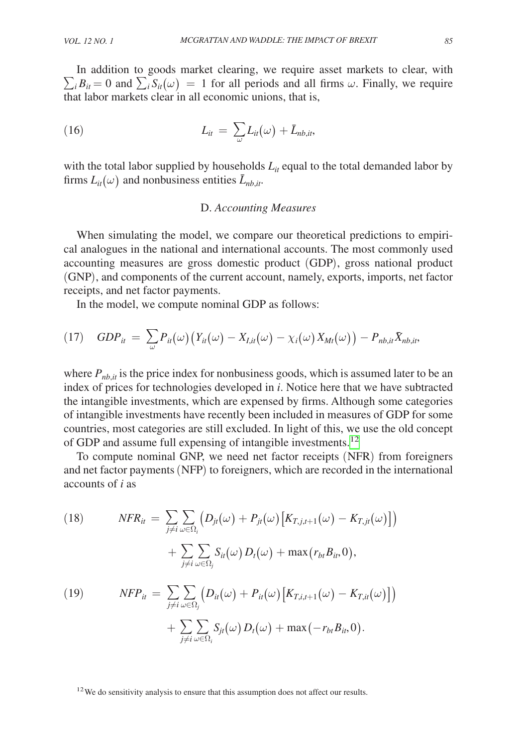In addition to goods market clearing, we require asset markets to clear, with $\sum_i B_{it} = 0$ and $\sum_i S_{it}(\omega) = 1$ for all periods and all firms $\omega$. Finally, we require that labor markets clear in all economic unions, that is,

$$L_{it} = \sum_{\omega} L_{it}(\omega) + \bar{L}_{nb,it}, \tag{16}$$

with the total labor supplied by households $L_{it}$ equal to the total demanded labor by firms $L_{it}(\omega)$ and nonbusiness entities $\bar{L}_{nb,it}$.

### D. *Accounting Measures*

When simulating the model, we compare our theoretical predictions to empirical analogues in the national and international accounts. The most commonly used accounting measures are gross domestic product (GDP), gross national product (GNP), and components of the current account, namely, exports, imports, net factor receipts, and net factor payments.

In the model, we compute nominal GDP as follows:

$$GDP_{it} = \sum_{\omega} P_{it}(\omega)\big(Y_{it}(\omega) - X_{I,it}(\omega) - \chi_i(\omega) X_{Mt}(\omega)\big) - P_{nb,it}\bar{X}_{nb,it}, \tag{17}$$

where $P_{nb,it}$ is the price index for nonbusiness goods, which is assumed later to be an index of prices for technologies developed in $i$. Notice here that we have subtracted the intangible investments, which are expensed by firms. Although some categories of intangible investments have recently been included in measures of GDP for some countries, most categories are still excluded. In light of this, we use the old concept of GDP and assume full expensing of intangible investments.[12]

To compute nominal GNP, we need net factor receipts (NFR) from foreigners and net factor payments (NFP) to foreigners, which are recorded in the international accounts of $i$ as

$$\begin{aligned} NFR_{it} = & \sum_{j \neq i} \sum_{\omega \in \Omega_i} \big(D_{jt}(\omega) + P_{jt}(\omega)\big[K_{T,j,t+1}(\omega) - K_{T,jt}(\omega)\big]\big) \\ & + \sum_{j \neq i} \sum_{\omega \in \Omega_j} S_{it}(\omega) D_t(\omega) + \max(r_{bt} B_{it}, 0), \end{aligned} \tag{18}$$

$$\begin{aligned} NFP_{it} = & \sum_{j \neq i} \sum_{\omega \in \Omega_j} \big(D_{it}(\omega) + P_{it}(\omega)\big[K_{T,i,t+1}(\omega) - K_{T,it}(\omega)\big]\big) \\ & + \sum_{j \neq i} \sum_{\omega \in \Omega_i} S_{jt}(\omega) D_t(\omega) + \max(-r_{bt} B_{it}, 0). \end{aligned} \tag{19}$$

[12] We do sensitivity analysis to ensure that this assumption does not affect our results.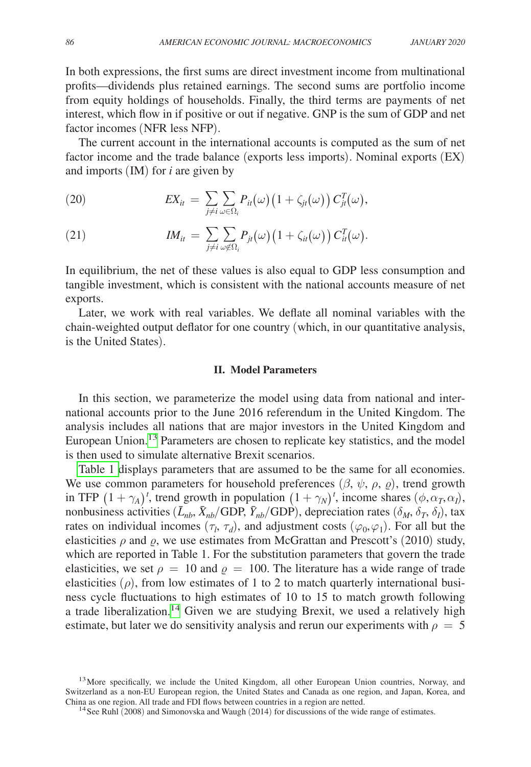In both expressions, the first sums are direct investment income from multinational profits—dividends plus retained earnings. The second sums are portfolio income from equity holdings of households. Finally, the third terms are payments of net interest, which flow in if positive or out if negative. GNP is the sum of GDP and net factor incomes (NFR less NFP).

The current account in the international accounts is computed as the sum of net factor income and the trade balance (exports less imports). Nominal exports (EX) and imports (IM) for $i$ are given by

$$EX_{it} = \sum_{j \neq i} \sum_{\omega \in \Omega_i} P_{it}(\omega)\left(1 + \zeta_{jt}(\omega)\right) C_{jt}^{T}(\omega), \tag{20}$$

$$IM_{it} = \sum_{j \neq i} \sum_{\omega \notin \Omega_i} P_{jt}(\omega)\left(1 + \zeta_{it}(\omega)\right) C_{it}^{T}(\omega). \tag{21}$$

In equilibrium, the net of these values is also equal to GDP less consumption and tangible investment, which is consistent with the national accounts measure of net exports.

Later, we work with real variables. We deflate all nominal variables with the chain-weighted output deflator for one country (which, in our quantitative analysis, is the United States).

## II. Model Parameters

In this section, we parameterize the model using data from national and international accounts prior to the June 2016 referendum in the United Kingdom. The analysis includes all nations that are major investors in the United Kingdom and European Union.[13] Parameters are chosen to replicate key statistics, and the model is then used to simulate alternative Brexit scenarios.

Table 1 displays parameters that are assumed to be the same for all economies. We use common parameters for household preferences ($\beta$, $\psi$, $\rho$, $\varrho$), trend growth in TFP $(1 + \gamma_A)^t$, trend growth in population $(1 + \gamma_N)^t$, income shares $(\phi, \alpha_T, \alpha_I)$, nonbusiness activities ($\bar{L}_{nb}$, $\bar{X}_{nb}/\text{GDP}$, $\bar{Y}_{nb}/\text{GDP}$), depreciation rates ($\delta_M$, $\delta_T$, $\delta_I$), tax rates on individual incomes ($\tau_l$, $\tau_d$), and adjustment costs $(\varphi_0, \varphi_1)$. For all but the elasticities $\rho$ and $\varrho$, we use estimates from McGrattan and Prescott's (2010) study, which are reported in Table 1. For the substitution parameters that govern the trade elasticities, we set $\rho = 10$ and $\varrho = 100$. The literature has a wide range of trade elasticities ($\rho$), from low estimates of 1 to 2 to match quarterly international business cycle fluctuations to high estimates of 10 to 15 to match growth following a trade liberalization.[14] Given we are studying Brexit, we used a relatively high estimate, but later we do sensitivity analysis and rerun our experiments with $\rho = 5$

[13] More specifically, we include the United Kingdom, all other European Union countries, Norway, and Switzerland as a non-EU European region, the United States and Canada as one region, and Japan, Korea, and China as one region. All trade and FDI flows between countries in a region are netted.

[14] See Ruhl (2008) and Simonovska and Waugh (2014) for discussions of the wide range of estimates.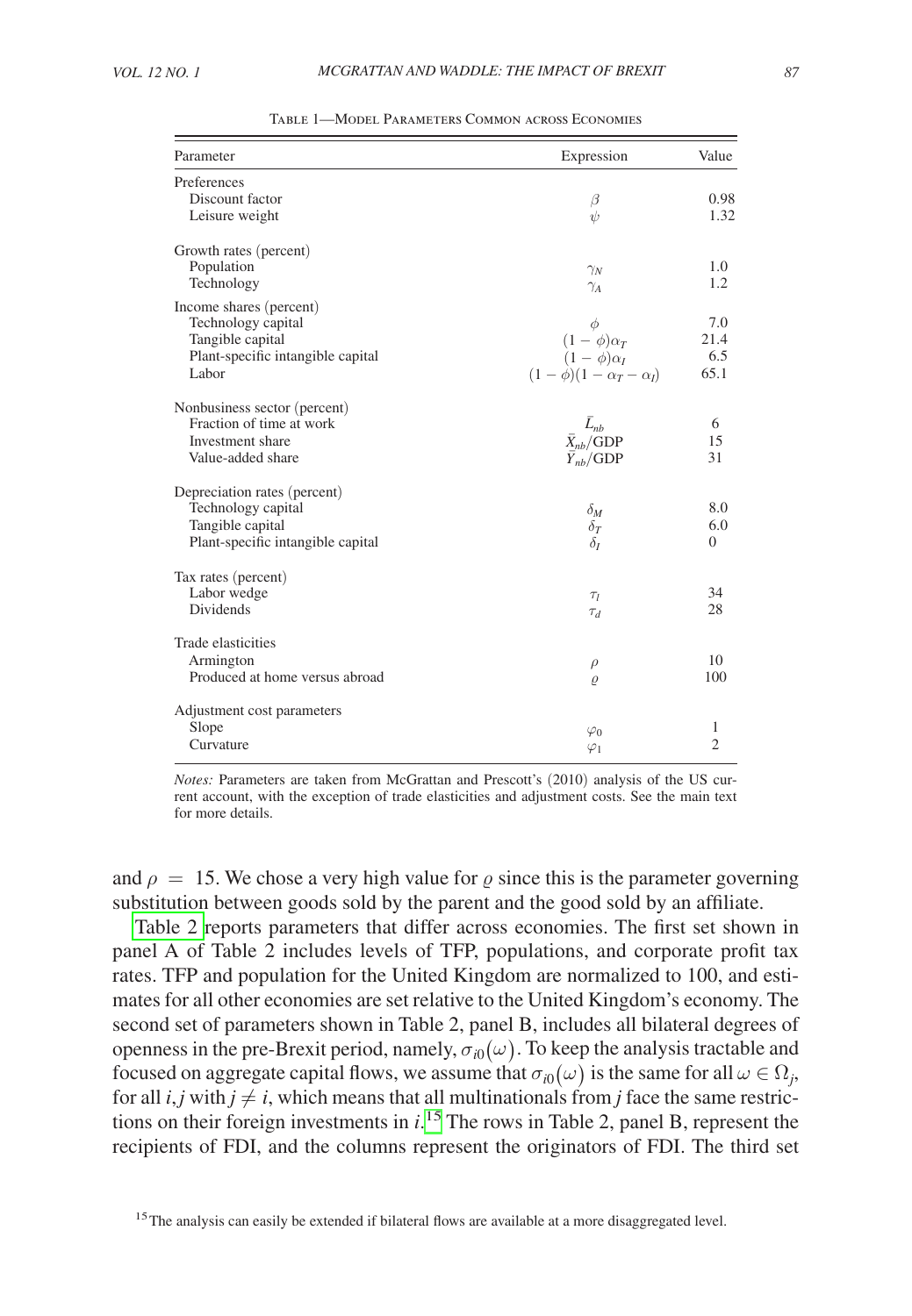Table 1—Model Parameters Common across Economies

| Parameter | Expression | Value |
|---|---|---|
| Preferences | | |
| Discount factor | $\beta$ | 0.98 |
| Leisure weight | $\psi$ | 1.32 |
| Growth rates (percent) | | |
| Population | $\gamma_N$ | 1.0 |
| Technology | $\gamma_A$ | 1.2 |
| Income shares (percent) | | |
| Technology capital | $\phi$ | 7.0 |
| Tangible capital | $(1-\phi)\alpha_T$ | 21.4 |
| Plant-specific intangible capital | $(1-\phi)\alpha_I$ | 6.5 |
| Labor | $(1-\phi)(1-\alpha_T-\alpha_I)$ | 65.1 |
| Nonbusiness sector (percent) | | |
| Fraction of time at work | $\bar{L}_{nb}$ | 6 |
| Investment share | $\bar{X}_{nb}$/GDP | 15 |
| Value-added share | $\bar{Y}_{nb}$/GDP | 31 |
| Depreciation rates (percent) | | |
| Technology capital | $\delta_M$ | 8.0 |
| Tangible capital | $\delta_T$ | 6.0 |
| Plant-specific intangible capital | $\delta_I$ | 0 |
| Tax rates (percent) | | |
| Labor wedge | $\tau_l$ | 34 |
| Dividends | $\tau_d$ | 28 |
| Trade elasticities | | |
| Armington | $\rho$ | 10 |
| Produced at home versus abroad | $\varrho$ | 100 |
| Adjustment cost parameters | | |
| Slope | $\varphi_0$ | 1 |
| Curvature | $\varphi_1$ | 2 |

*Notes:* Parameters are taken from McGrattan and Prescott's (2010) analysis of the US current account, with the exception of trade elasticities and adjustment costs. See the main text for more details.

and $\rho = 15$. We chose a very high value for $\varrho$ since this is the parameter governing substitution between goods sold by the parent and the good sold by an affiliate.

Table 2 reports parameters that differ across economies. The first set shown in panel A of Table 2 includes levels of TFP, populations, and corporate profit tax rates. TFP and population for the United Kingdom are normalized to 100, and estimates for all other economies are set relative to the United Kingdom's economy. The second set of parameters shown in Table 2, panel B, includes all bilateral degrees of openness in the pre-Brexit period, namely, $\sigma_{i0}(\omega)$. To keep the analysis tractable and focused on aggregate capital flows, we assume that $\sigma_{i0}(\omega)$ is the same for all $\omega \in \Omega_j$, for all $i, j$ with $j \neq i$, which means that all multinationals from $j$ face the same restrictions on their foreign investments in $i$.[15] The rows in Table 2, panel B, represent the recipients of FDI, and the columns represent the originators of FDI. The third set

[15] The analysis can easily be extended if bilateral flows are available at a more disaggregated level.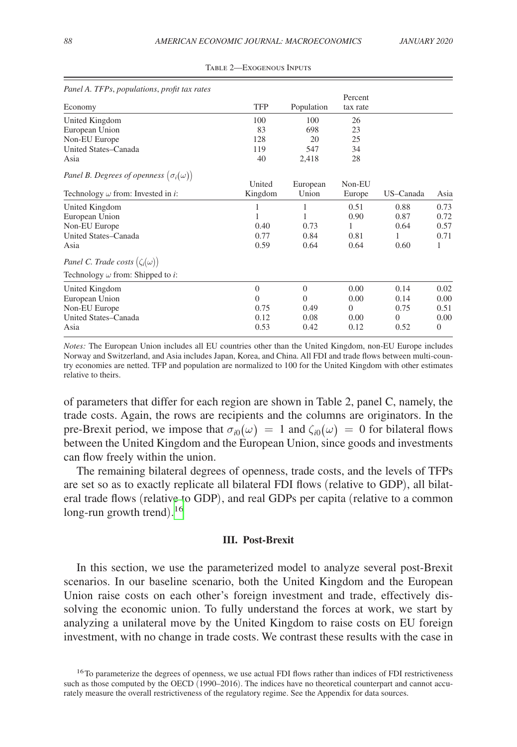Table 2—Exogenous Inputs

| *Panel A. TFPs, populations, profit tax rates* | | | | | |
|---|---|---|---|---|---|
| Economy | TFP | Population | Percent tax rate | | |
| United Kingdom | 100 | 100 | 26 | | |
| European Union | 83 | 698 | 23 | | |
| Non-EU Europe | 128 | 20 | 25 | | |
| United States–Canada | 119 | 547 | 34 | | |
| Asia | 40 | 2,418 | 28 | | |
| *Panel B. Degrees of openness* $(\sigma_i(\omega))$ | | | | | |
| Technology $\omega$ from: Invested in $i$: | United Kingdom | European Union | Non-EU Europe | US–Canada | Asia |
| United Kingdom | 1 | 1 | 0.51 | 0.88 | 0.73 |
| European Union | 1 | 1 | 0.90 | 0.87 | 0.72 |
| Non-EU Europe | 0.40 | 0.73 | 1 | 0.64 | 0.57 |
| United States–Canada | 0.77 | 0.84 | 0.81 | 1 | 0.71 |
| Asia | 0.59 | 0.64 | 0.64 | 0.60 | 1 |
| *Panel C. Trade costs* $(\zeta_i(\omega))$ | | | | | |
| Technology $\omega$ from: Shipped to $i$: | | | | | |
| United Kingdom | 0 | 0 | 0.00 | 0.14 | 0.02 |
| European Union | 0 | 0 | 0.00 | 0.14 | 0.00 |
| Non-EU Europe | 0.75 | 0.49 | 0 | 0.75 | 0.51 |
| United States–Canada | 0.12 | 0.08 | 0.00 | 0 | 0.00 |
| Asia | 0.53 | 0.42 | 0.12 | 0.52 | 0 |

*Notes:* The European Union includes all EU countries other than the United Kingdom, non-EU Europe includes Norway and Switzerland, and Asia includes Japan, Korea, and China. All FDI and trade flows between multi-country economies are netted. TFP and population are normalized to 100 for the United Kingdom with other estimates relative to theirs.

of parameters that differ for each region are shown in Table 2, panel C, namely, the trade costs. Again, the rows are recipients and the columns are originators. In the pre-Brexit period, we impose that $\sigma_{i0}(\omega) = 1$ and $\zeta_{i0}(\omega) = 0$ for bilateral flows between the United Kingdom and the European Union, since goods and investments can flow freely within the union.

The remaining bilateral degrees of openness, trade costs, and the levels of TFPs are set so as to exactly replicate all bilateral FDI flows (relative to GDP), all bilateral trade flows (relative to GDP), and real GDPs per capita (relative to a common long-run growth trend).[16]

## III. Post-Brexit

In this section, we use the parameterized model to analyze several post-Brexit scenarios. In our baseline scenario, both the United Kingdom and the European Union raise costs on each other's foreign investment and trade, effectively dissolving the economic union. To fully understand the forces at work, we start by analyzing a unilateral move by the United Kingdom to raise costs on EU foreign investment, with no change in trade costs. We contrast these results with the case in

[16] To parameterize the degrees of openness, we use actual FDI flows rather than indices of FDI restrictiveness such as those computed by the OECD (1990–2016). The indices have no theoretical counterpart and cannot accurately measure the overall restrictiveness of the regulatory regime. See the Appendix for data sources.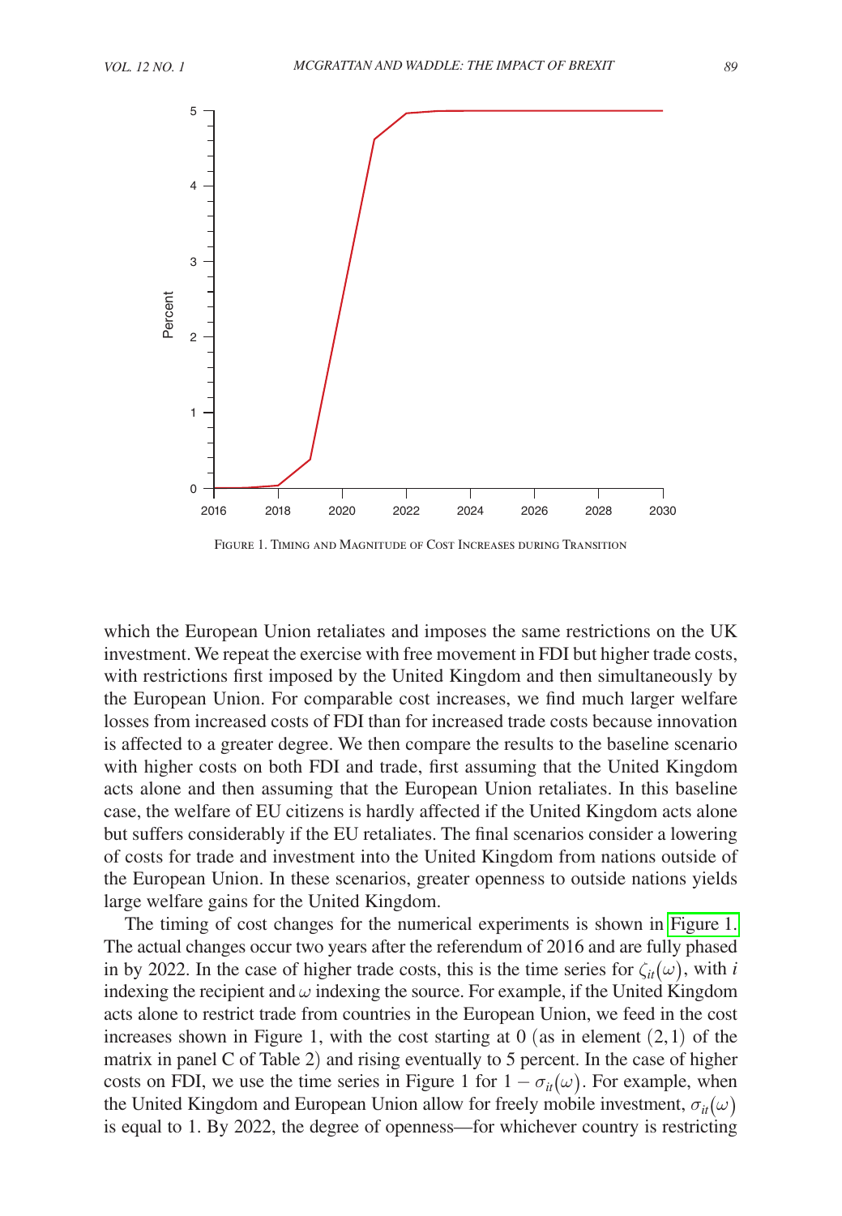Figure 1. Timing and Magnitude of Cost Increases during Transition

which the European Union retaliates and imposes the same restrictions on the UK investment. We repeat the exercise with free movement in FDI but higher trade costs, with restrictions first imposed by the United Kingdom and then simultaneously by the European Union. For comparable cost increases, we find much larger welfare losses from increased costs of FDI than for increased trade costs because innovation is affected to a greater degree. We then compare the results to the baseline scenario with higher costs on both FDI and trade, first assuming that the United Kingdom acts alone and then assuming that the European Union retaliates. In this baseline case, the welfare of EU citizens is hardly affected if the United Kingdom acts alone but suffers considerably if the EU retaliates. The final scenarios consider a lowering of costs for trade and investment into the United Kingdom from nations outside of the European Union. In these scenarios, greater openness to outside nations yields large welfare gains for the United Kingdom.

The timing of cost changes for the numerical experiments is shown in Figure 1. The actual changes occur two years after the referendum of 2016 and are fully phased in by 2022. In the case of higher trade costs, this is the time series for $\zeta_{it}(\omega)$, with $i$ indexing the recipient and $\omega$ indexing the source. For example, if the United Kingdom acts alone to restrict trade from countries in the European Union, we feed in the cost increases shown in Figure 1, with the cost starting at 0 (as in element $(2,1)$ of the matrix in panel C of Table 2) and rising eventually to 5 percent. In the case of higher costs on FDI, we use the time series in Figure 1 for $1 - \sigma_{it}(\omega)$. For example, when the United Kingdom and European Union allow for freely mobile investment, $\sigma_{it}(\omega)$ is equal to 1. By 2022, the degree of openness—for whichever country is restricting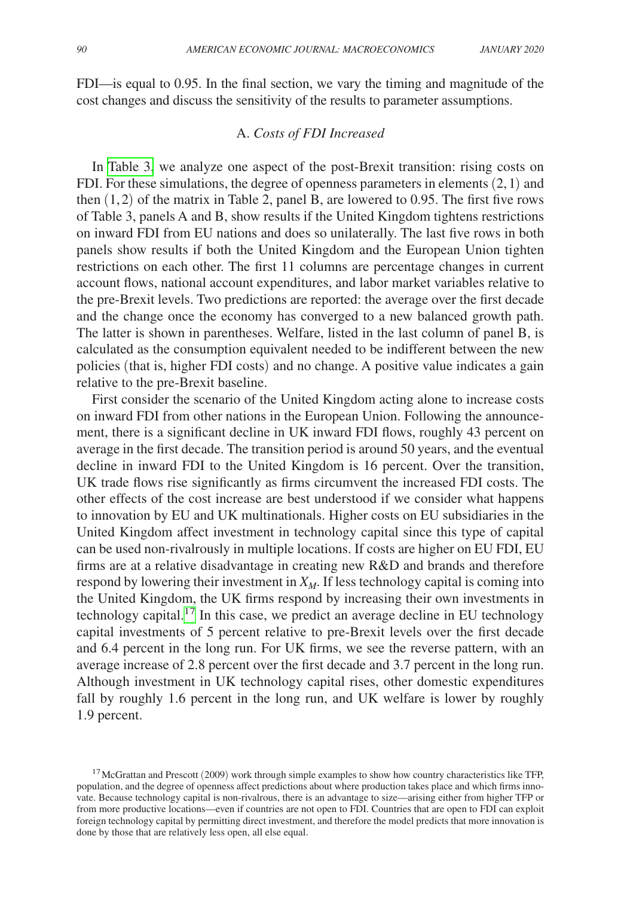FDI—is equal to 0.95. In the final section, we vary the timing and magnitude of the cost changes and discuss the sensitivity of the results to parameter assumptions.

### A. *Costs of FDI Increased*

In Table 3, we analyze one aspect of the post-Brexit transition: rising costs on FDI. For these simulations, the degree of openness parameters in elements $(2, 1)$ and then $(1, 2)$ of the matrix in Table 2, panel B, are lowered to 0.95. The first five rows of Table 3, panels A and B, show results if the United Kingdom tightens restrictions on inward FDI from EU nations and does so unilaterally. The last five rows in both panels show results if both the United Kingdom and the European Union tighten restrictions on each other. The first 11 columns are percentage changes in current account flows, national account expenditures, and labor market variables relative to the pre-Brexit levels. Two predictions are reported: the average over the first decade and the change once the economy has converged to a new balanced growth path. The latter is shown in parentheses. Welfare, listed in the last column of panel B, is calculated as the consumption equivalent needed to be indifferent between the new policies (that is, higher FDI costs) and no change. A positive value indicates a gain relative to the pre-Brexit baseline.

First consider the scenario of the United Kingdom acting alone to increase costs on inward FDI from other nations in the European Union. Following the announcement, there is a significant decline in UK inward FDI flows, roughly 43 percent on average in the first decade. The transition period is around 50 years, and the eventual decline in inward FDI to the United Kingdom is 16 percent. Over the transition, UK trade flows rise significantly as firms circumvent the increased FDI costs. The other effects of the cost increase are best understood if we consider what happens to innovation by EU and UK multinationals. Higher costs on EU subsidiaries in the United Kingdom affect investment in technology capital since this type of capital can be used non-rivalrously in multiple locations. If costs are higher on EU FDI, EU firms are at a relative disadvantage in creating new R&D and brands and therefore respond by lowering their investment in $X_M$. If less technology capital is coming into the United Kingdom, the UK firms respond by increasing their own investments in technology capital.[17] In this case, we predict an average decline in EU technology capital investments of 5 percent relative to pre-Brexit levels over the first decade and 6.4 percent in the long run. For UK firms, we see the reverse pattern, with an average increase of 2.8 percent over the first decade and 3.7 percent in the long run. Although investment in UK technology capital rises, other domestic expenditures fall by roughly 1.6 percent in the long run, and UK welfare is lower by roughly 1.9 percent.

[17] McGrattan and Prescott (2009) work through simple examples to show how country characteristics like TFP, population, and the degree of openness affect predictions about where production takes place and which firms innovate. Because technology capital is non-rivalrous, there is an advantage to size—arising either from higher TFP or from more productive locations—even if countries are not open to FDI. Countries that are open to FDI can exploit foreign technology capital by permitting direct investment, and therefore the model predicts that more innovation is done by those that are relatively less open, all else equal.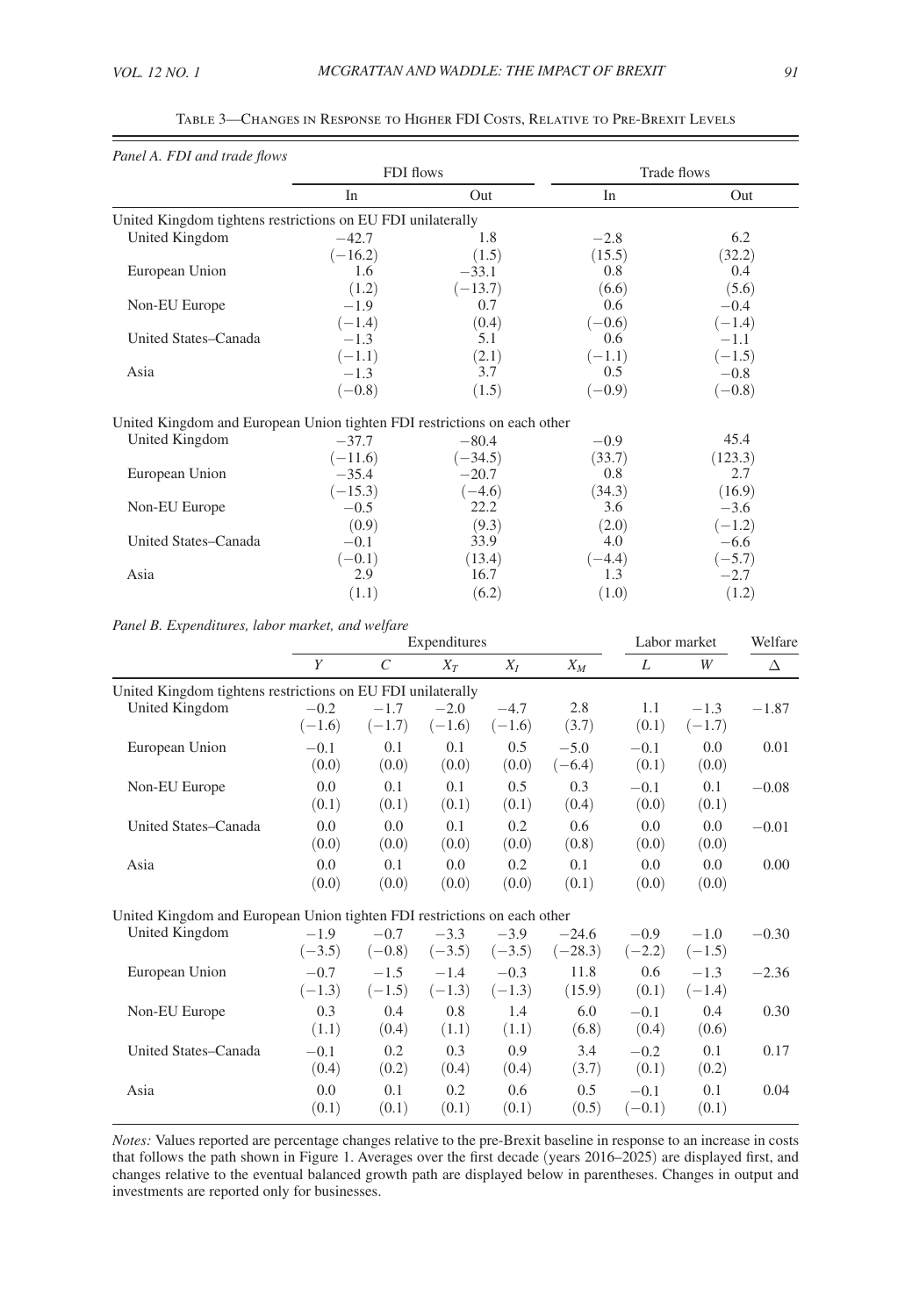Table 3—Changes in Response to Higher FDI Costs, Relative to Pre-Brexit Levels

*Panel A. FDI and trade flows*

| | FDI flows | | Trade flows | |
|---|---|---|---|---|
| | In | Out | In | Out |
| *United Kingdom tightens restrictions on EU FDI unilaterally* | | | | |
| United Kingdom | −42.7 | 1.8 | −2.8 | 6.2 |
| | (−16.2) | (1.5) | (15.5) | (32.2) |
| European Union | 1.6 | −33.1 | 0.8 | 0.4 |
| | (1.2) | (−13.7) | (6.6) | (5.6) |
| Non-EU Europe | −1.9 | 0.7 | 0.6 | −0.4 |
| | (−1.4) | (0.4) | (−0.6) | (−1.4) |
| United States–Canada | −1.3 | 5.1 | 0.6 | −1.1 |
| | (−1.1) | (2.1) | (−1.1) | (−1.5) |
| Asia | −1.3 | 3.7 | 0.5 | −0.8 |
| | (−0.8) | (1.5) | (−0.9) | (−0.8) |
| *United Kingdom and European Union tighten FDI restrictions on each other* | | | | |
| United Kingdom | −37.7 | −80.4 | −0.9 | 45.4 |
| | (−11.6) | (−34.5) | (33.7) | (123.3) |
| European Union | −35.4 | −20.7 | 0.8 | 2.7 |
| | (−15.3) | (−4.6) | (34.3) | (16.9) |
| Non-EU Europe | −0.5 | 22.2 | 3.6 | −3.6 |
| | (0.9) | (9.3) | (2.0) | (−1.2) |
| United States–Canada | −0.1 | 33.9 | 4.0 | −6.6 |
| | (−0.1) | (13.4) | (−4.4) | (−5.7) |
| Asia | 2.9 | 16.7 | 1.3 | −2.7 |
| | (1.1) | (6.2) | (1.0) | (1.2) |

*Panel B. Expenditures, labor market, and welfare*

| | Expenditures | | | | | Labor market | | Welfare |
|---|---|---|---|---|---|---|---|---|
| | $Y$ | $C$ | $X_T$ | $X_I$ | $X_M$ | $L$ | $W$ | $\Delta$ |
| *United Kingdom tightens restrictions on EU FDI unilaterally* | | | | | | | | |
| United Kingdom | −0.2 | −1.7 | −2.0 | −4.7 | 2.8 | 1.1 | −1.3 | −1.87 |
| | (−1.6) | (−1.7) | (−1.6) | (−1.6) | (3.7) | (0.1) | (−1.7) | |
| European Union | −0.1 | 0.1 | 0.1 | 0.5 | −5.0 | −0.1 | 0.0 | 0.01 |
| | (0.0) | (0.0) | (0.0) | (0.0) | (−6.4) | (0.1) | (0.0) | |
| Non-EU Europe | 0.0 | 0.1 | 0.1 | 0.5 | 0.3 | −0.1 | 0.1 | −0.08 |
| | (0.1) | (0.1) | (0.1) | (0.1) | (0.4) | (0.0) | (0.1) | |
| United States–Canada | 0.0 | 0.0 | 0.1 | 0.2 | 0.6 | 0.0 | 0.0 | −0.01 |
| | (0.0) | (0.0) | (0.0) | (0.0) | (0.8) | (0.0) | (0.0) | |
| Asia | 0.0 | 0.1 | 0.0 | 0.2 | 0.1 | 0.0 | 0.0 | 0.00 |
| | (0.0) | (0.0) | (0.0) | (0.0) | (0.1) | (0.0) | (0.0) | |
| *United Kingdom and European Union tighten FDI restrictions on each other* | | | | | | | | |
| United Kingdom | −1.9 | −0.7 | −3.3 | −3.9 | −24.6 | −0.9 | −1.0 | −0.30 |
| | (−3.5) | (−0.8) | (−3.5) | (−3.5) | (−28.3) | (−2.2) | (−1.5) | |
| European Union | −0.7 | −1.5 | −1.4 | −0.3 | 11.8 | 0.6 | −1.3 | −2.36 |
| | (−1.3) | (−1.5) | (−1.3) | (−1.3) | (15.9) | (0.1) | (−1.4) | |
| Non-EU Europe | 0.3 | 0.4 | 0.8 | 1.4 | 6.0 | −0.1 | 0.4 | 0.30 |
| | (1.1) | (0.4) | (1.1) | (1.1) | (6.8) | (0.4) | (0.6) | |
| United States–Canada | −0.1 | 0.2 | 0.3 | 0.9 | 3.4 | −0.2 | 0.1 | 0.17 |
| | (0.4) | (0.2) | (0.4) | (0.4) | (3.7) | (0.1) | (0.2) | |
| Asia | 0.0 | 0.1 | 0.2 | 0.6 | 0.5 | −0.1 | 0.1 | 0.04 |
| | (0.1) | (0.1) | (0.1) | (0.1) | (0.5) | (−0.1) | (0.1) | |

*Notes:* Values reported are percentage changes relative to the pre-Brexit baseline in response to an increase in costs that follows the path shown in Figure 1. Averages over the first decade (years 2016–2025) are displayed first, and changes relative to the eventual balanced growth path are displayed below in parentheses. Changes in output and investments are reported only for businesses.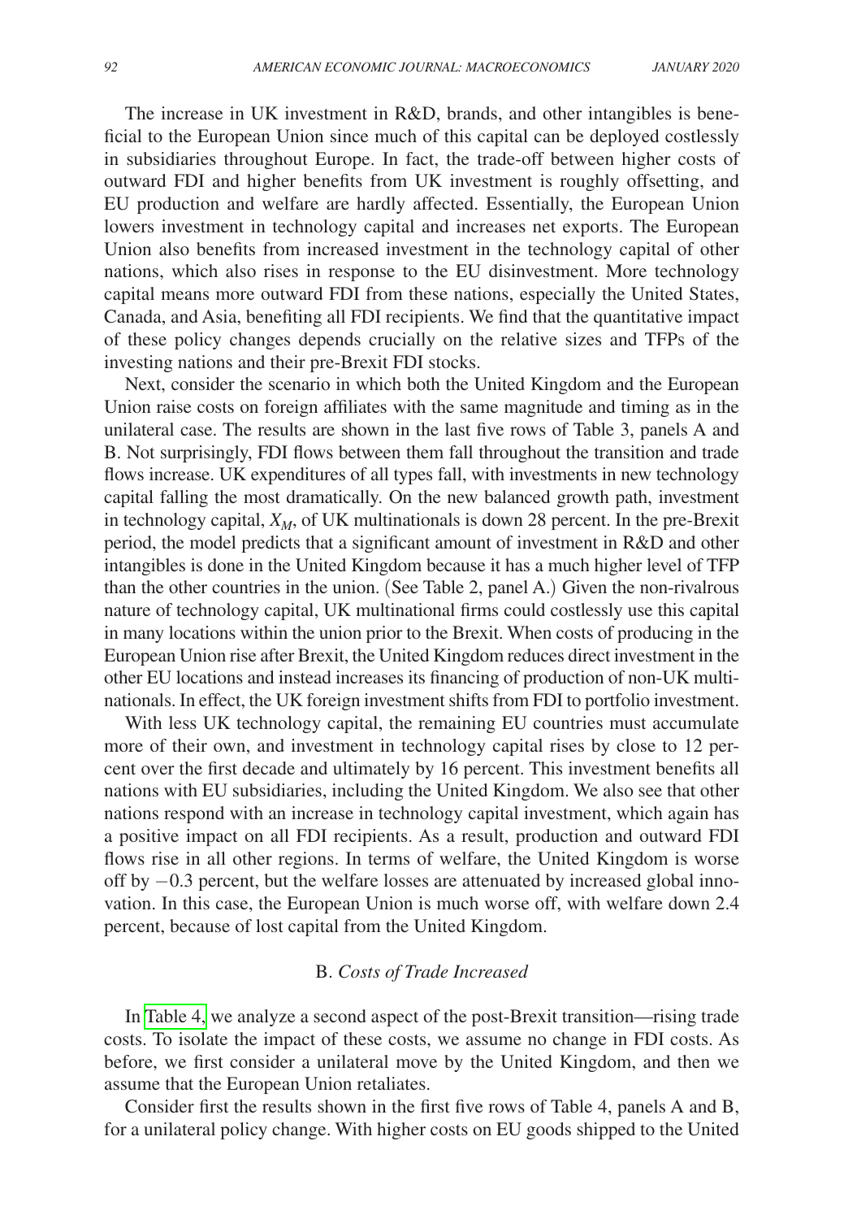The increase in UK investment in R&D, brands, and other intangibles is beneficial to the European Union since much of this capital can be deployed costlessly in subsidiaries throughout Europe. In fact, the trade-off between higher costs of outward FDI and higher benefits from UK investment is roughly offsetting, and EU production and welfare are hardly affected. Essentially, the European Union lowers investment in technology capital and increases net exports. The European Union also benefits from increased investment in the technology capital of other nations, which also rises in response to the EU disinvestment. More technology capital means more outward FDI from these nations, especially the United States, Canada, and Asia, benefiting all FDI recipients. We find that the quantitative impact of these policy changes depends crucially on the relative sizes and TFPs of the investing nations and their pre-Brexit FDI stocks.

Next, consider the scenario in which both the United Kingdom and the European Union raise costs on foreign affiliates with the same magnitude and timing as in the unilateral case. The results are shown in the last five rows of Table 3, panels A and B. Not surprisingly, FDI flows between them fall throughout the transition and trade flows increase. UK expenditures of all types fall, with investments in new technology capital falling the most dramatically. On the new balanced growth path, investment in technology capital, $X_M$, of UK multinationals is down 28 percent. In the pre-Brexit period, the model predicts that a significant amount of investment in R&D and other intangibles is done in the United Kingdom because it has a much higher level of TFP than the other countries in the union. (See Table 2, panel A.) Given the non-rivalrous nature of technology capital, UK multinational firms could costlessly use this capital in many locations within the union prior to the Brexit. When costs of producing in the European Union rise after Brexit, the United Kingdom reduces direct investment in the other EU locations and instead increases its financing of production of non-UK multinationals. In effect, the UK foreign investment shifts from FDI to portfolio investment.

With less UK technology capital, the remaining EU countries must accumulate more of their own, and investment in technology capital rises by close to 12 percent over the first decade and ultimately by 16 percent. This investment benefits all nations with EU subsidiaries, including the United Kingdom. We also see that other nations respond with an increase in technology capital investment, which again has a positive impact on all FDI recipients. As a result, production and outward FDI flows rise in all other regions. In terms of welfare, the United Kingdom is worse off by −0.3 percent, but the welfare losses are attenuated by increased global innovation. In this case, the European Union is much worse off, with welfare down 2.4 percent, because of lost capital from the United Kingdom.

### B. *Costs of Trade Increased*

In Table 4, we analyze a second aspect of the post-Brexit transition—rising trade costs. To isolate the impact of these costs, we assume no change in FDI costs. As before, we first consider a unilateral move by the United Kingdom, and then we assume that the European Union retaliates.

Consider first the results shown in the first five rows of Table 4, panels A and B, for a unilateral policy change. With higher costs on EU goods shipped to the United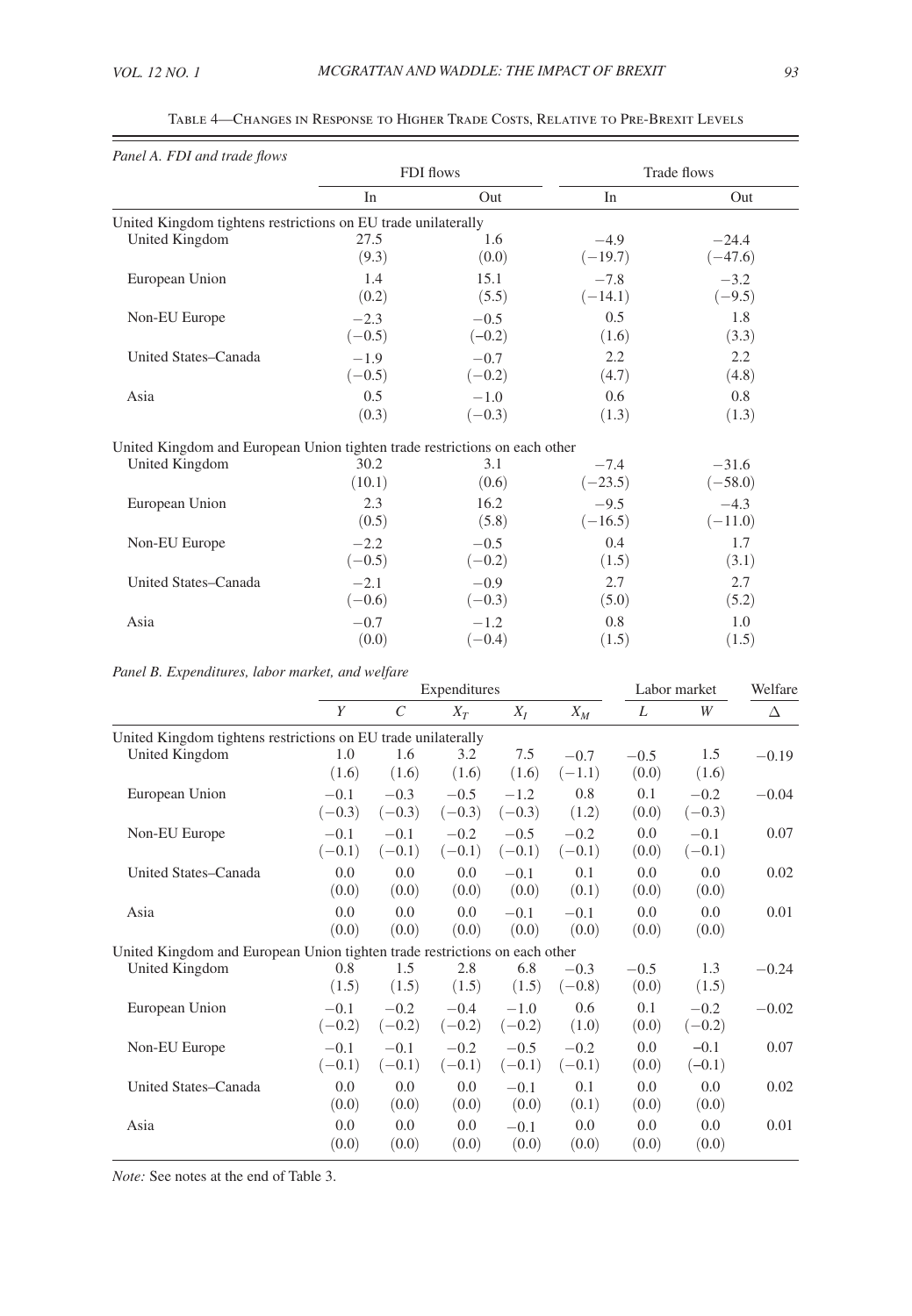Table 4—Changes in Response to Higher Trade Costs, Relative to Pre-Brexit Levels

*Panel A. FDI and trade flows*

| | FDI flows | | Trade flows | |
|---|---|---|---|---|
| | In | Out | In | Out |
| *United Kingdom tightens restrictions on EU trade unilaterally* | | | | |
| United Kingdom | 27.5 | 1.6 | −4.9 | −24.4 |
| | (9.3) | (0.0) | (−19.7) | (−47.6) |
| European Union | 1.4 | 15.1 | −7.8 | −3.2 |
| | (0.2) | (5.5) | (−14.1) | (−9.5) |
| Non-EU Europe | −2.3 | −0.5 | 0.5 | 1.8 |
| | (−0.5) | (−0.2) | (1.6) | (3.3) |
| United States–Canada | −1.9 | −0.7 | 2.2 | 2.2 |
| | (−0.5) | (−0.2) | (4.7) | (4.8) |
| Asia | 0.5 | −1.0 | 0.6 | 0.8 |
| | (0.3) | (−0.3) | (1.3) | (1.3) |
| *United Kingdom and European Union tighten trade restrictions on each other* | | | | |
| United Kingdom | 30.2 | 3.1 | −7.4 | −31.6 |
| | (10.1) | (0.6) | (−23.5) | (−58.0) |
| European Union | 2.3 | 16.2 | −9.5 | −4.3 |
| | (0.5) | (5.8) | (−16.5) | (−11.0) |
| Non-EU Europe | −2.2 | −0.5 | 0.4 | 1.7 |
| | (−0.5) | (−0.2) | (1.5) | (3.1) |
| United States–Canada | −2.1 | −0.9 | 2.7 | 2.7 |
| | (−0.6) | (−0.3) | (5.0) | (5.2) |
| Asia | −0.7 | −1.2 | 0.8 | 1.0 |
| | (0.0) | (−0.4) | (1.5) | (1.5) |

*Panel B. Expenditures, labor market, and welfare*

| | Expenditures | | | | | Labor market | | Welfare |
|---|---|---|---|---|---|---|---|---|
| | $Y$ | $C$ | $X_T$ | $X_I$ | $X_M$ | $L$ | $W$ | $\Delta$ |
| *United Kingdom tightens restrictions on EU trade unilaterally* | | | | | | | | |
| United Kingdom | 1.0 | 1.6 | 3.2 | 7.5 | −0.7 | −0.5 | 1.5 | −0.19 |
| | (1.6) | (1.6) | (1.6) | (1.6) | (−1.1) | (0.0) | (1.6) | |
| European Union | −0.1 | −0.3 | −0.5 | −1.2 | 0.8 | 0.1 | −0.2 | −0.04 |
| | (−0.3) | (−0.3) | (−0.3) | (−0.3) | (1.2) | (0.0) | (−0.3) | |
| Non-EU Europe | −0.1 | −0.1 | −0.2 | −0.5 | −0.2 | 0.0 | −0.1 | 0.07 |
| | (−0.1) | (−0.1) | (−0.1) | (−0.1) | (−0.1) | (0.0) | (−0.1) | |
| United States–Canada | 0.0 | 0.0 | 0.0 | −0.1 | 0.1 | 0.0 | 0.0 | 0.02 |
| | (0.0) | (0.0) | (0.0) | (0.0) | (0.1) | (0.0) | (0.0) | |
| Asia | 0.0 | 0.0 | 0.0 | −0.1 | −0.1 | 0.0 | 0.0 | 0.01 |
| | (0.0) | (0.0) | (0.0) | (0.0) | (0.0) | (0.0) | (0.0) | |
| *United Kingdom and European Union tighten trade restrictions on each other* | | | | | | | | |
| United Kingdom | 0.8 | 1.5 | 2.8 | 6.8 | −0.3 | −0.5 | 1.3 | −0.24 |
| | (1.5) | (1.5) | (1.5) | (1.5) | (−0.8) | (0.0) | (1.5) | |
| European Union | −0.1 | −0.2 | −0.4 | −1.0 | 0.6 | 0.1 | −0.2 | −0.02 |
| | (−0.2) | (−0.2) | (−0.2) | (−0.2) | (1.0) | (0.0) | (−0.2) | |
| Non-EU Europe | −0.1 | −0.1 | −0.2 | −0.5 | −0.2 | 0.0 | −0.1 | 0.07 |
| | (−0.1) | (−0.1) | (−0.1) | (−0.1) | (−0.1) | (0.0) | (−0.1) | |
| United States–Canada | 0.0 | 0.0 | 0.0 | −0.1 | 0.1 | 0.0 | 0.0 | 0.02 |
| | (0.0) | (0.0) | (0.0) | (0.0) | (0.1) | (0.0) | (0.0) | |
| Asia | 0.0 | 0.0 | 0.0 | −0.1 | 0.0 | 0.0 | 0.0 | 0.01 |
| | (0.0) | (0.0) | (0.0) | (0.0) | (0.0) | (0.0) | (0.0) | |

*Note:* See notes at the end of Table 3.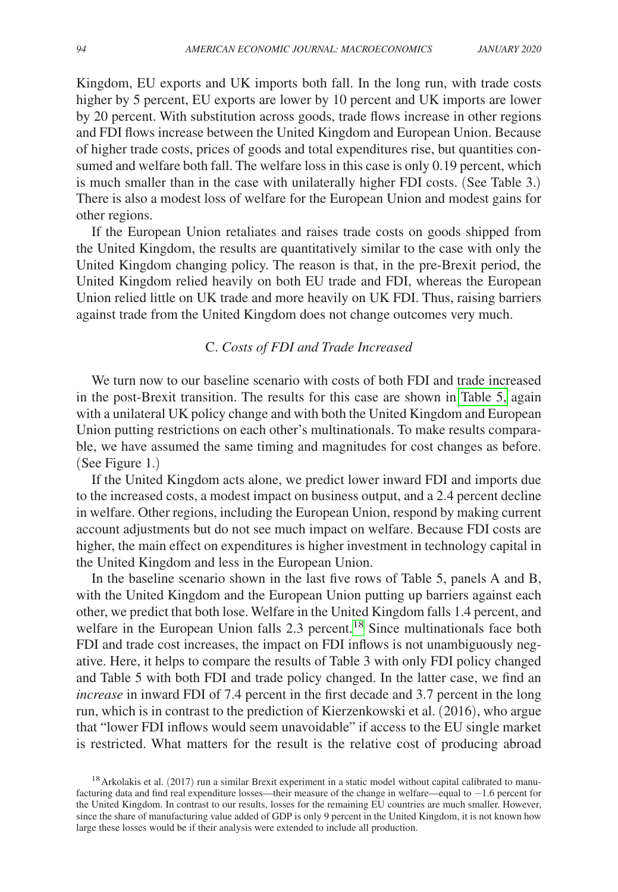Kingdom, EU exports and UK imports both fall. In the long run, with trade costs higher by 5 percent, EU exports are lower by 10 percent and UK imports are lower by 20 percent. With substitution across goods, trade flows increase in other regions and FDI flows increase between the United Kingdom and European Union. Because of higher trade costs, prices of goods and total expenditures rise, but quantities consumed and welfare both fall. The welfare loss in this case is only 0.19 percent, which is much smaller than in the case with unilaterally higher FDI costs. (See Table 3.) There is also a modest loss of welfare for the European Union and modest gains for other regions.

If the European Union retaliates and raises trade costs on goods shipped from the United Kingdom, the results are quantitatively similar to the case with only the United Kingdom changing policy. The reason is that, in the pre-Brexit period, the United Kingdom relied heavily on both EU trade and FDI, whereas the European Union relied little on UK trade and more heavily on UK FDI. Thus, raising barriers against trade from the United Kingdom does not change outcomes very much.

### C. *Costs of FDI and Trade Increased*

We turn now to our baseline scenario with costs of both FDI and trade increased in the post-Brexit transition. The results for this case are shown in Table 5, again with a unilateral UK policy change and with both the United Kingdom and European Union putting restrictions on each other's multinationals. To make results comparable, we have assumed the same timing and magnitudes for cost changes as before. (See Figure 1.)

If the United Kingdom acts alone, we predict lower inward FDI and imports due to the increased costs, a modest impact on business output, and a 2.4 percent decline in welfare. Other regions, including the European Union, respond by making current account adjustments but do not see much impact on welfare. Because FDI costs are higher, the main effect on expenditures is higher investment in technology capital in the United Kingdom and less in the European Union.

In the baseline scenario shown in the last five rows of Table 5, panels A and B, with the United Kingdom and the European Union putting up barriers against each other, we predict that both lose. Welfare in the United Kingdom falls 1.4 percent, and welfare in the European Union falls 2.3 percent.[18] Since multinationals face both FDI and trade cost increases, the impact on FDI inflows is not unambiguously negative. Here, it helps to compare the results of Table 3 with only FDI policy changed and Table 5 with both FDI and trade policy changed. In the latter case, we find an *increase* in inward FDI of 7.4 percent in the first decade and 3.7 percent in the long run, which is in contrast to the prediction of Kierzenkowski et al. (2016), who argue that "lower FDI inflows would seem unavoidable" if access to the EU single market is restricted. What matters for the result is the relative cost of producing abroad

[18] Arkolakis et al. (2017) run a similar Brexit experiment in a static model without capital calibrated to manufacturing data and find real expenditure losses—their measure of the change in welfare—equal to −1.6 percent for the United Kingdom. In contrast to our results, losses for the remaining EU countries are much smaller. However, since the share of manufacturing value added of GDP is only 9 percent in the United Kingdom, it is not known how large these losses would be if their analysis were extended to include all production.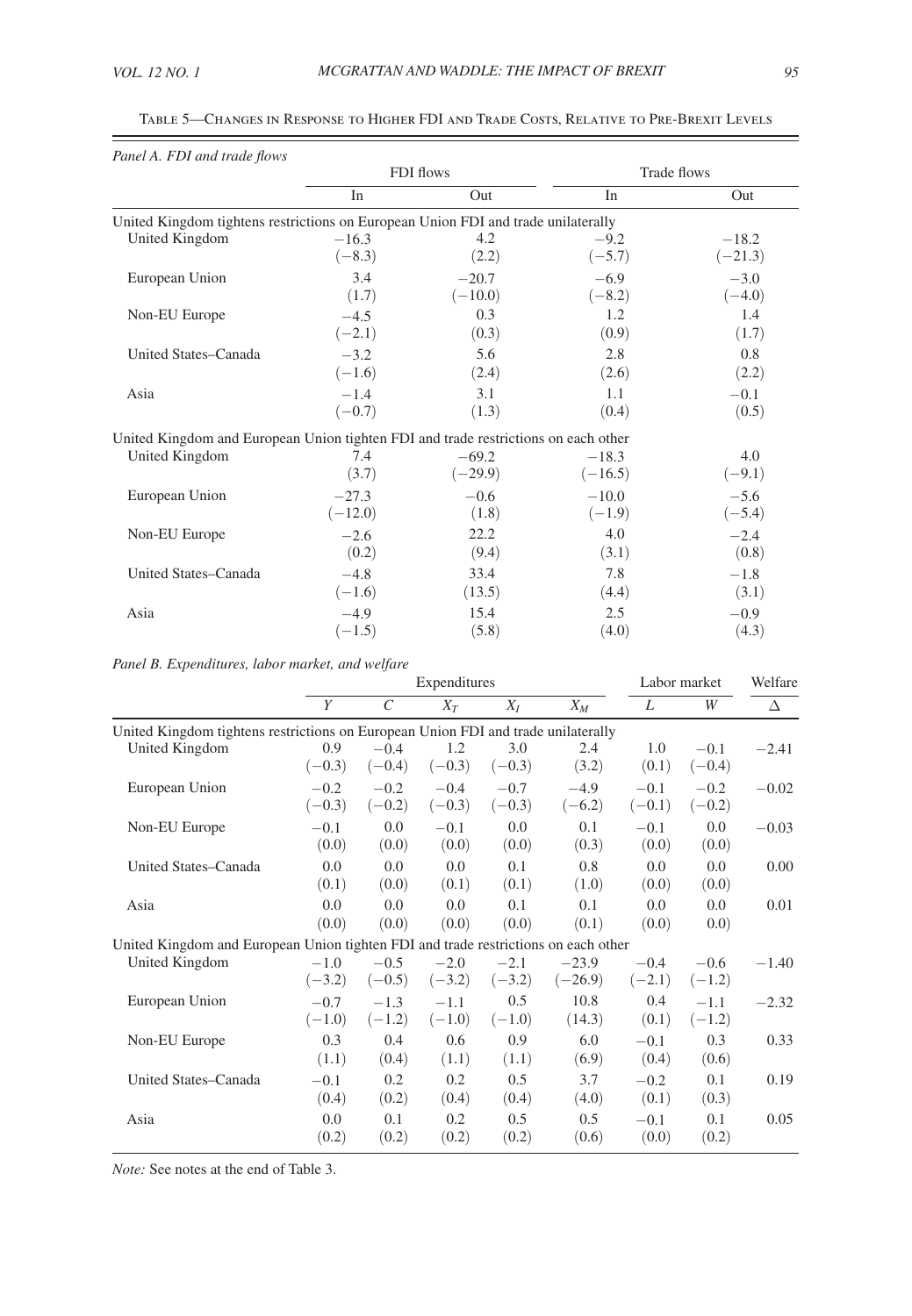Table 5—Changes in Response to Higher FDI and Trade Costs, Relative to Pre-Brexit Levels

*Panel A. FDI and trade flows*

| | FDI flows | | Trade flows | |
|---|---|---|---|---|
| | In | Out | In | Out |
| *United Kingdom tightens restrictions on European Union FDI and trade unilaterally* | | | | |
| United Kingdom | −16.3 | 4.2 | −9.2 | −18.2 |
| | (−8.3) | (2.2) | (−5.7) | (−21.3) |
| European Union | 3.4 | −20.7 | −6.9 | −3.0 |
| | (1.7) | (−10.0) | (−8.2) | (−4.0) |
| Non-EU Europe | −4.5 | 0.3 | 1.2 | 1.4 |
| | (−2.1) | (0.3) | (0.9) | (1.7) |
| United States–Canada | −3.2 | 5.6 | 2.8 | 0.8 |
| | (−1.6) | (2.4) | (2.6) | (2.2) |
| Asia | −1.4 | 3.1 | 1.1 | −0.1 |
| | (−0.7) | (1.3) | (0.4) | (0.5) |
| *United Kingdom and European Union tighten FDI and trade restrictions on each other* | | | | |
| United Kingdom | 7.4 | −69.2 | −18.3 | 4.0 |
| | (3.7) | (−29.9) | (−16.5) | (−9.1) |
| European Union | −27.3 | −0.6 | −10.0 | −5.6 |
| | (−12.0) | (1.8) | (−1.9) | (−5.4) |
| Non-EU Europe | −2.6 | 22.2 | 4.0 | −2.4 |
| | (0.2) | (9.4) | (3.1) | (0.8) |
| United States–Canada | −4.8 | 33.4 | 7.8 | −1.8 |
| | (−1.6) | (13.5) | (4.4) | (3.1) |
| Asia | −4.9 | 15.4 | 2.5 | −0.9 |
| | (−1.5) | (5.8) | (4.0) | (4.3) |

*Panel B. Expenditures, labor market, and welfare*

| | Expenditures | | | | | Labor market | | Welfare |
|---|---|---|---|---|---|---|---|---|
| | $Y$ | $C$ | $X_T$ | $X_I$ | $X_M$ | $L$ | $W$ | $\Delta$ |
| *United Kingdom tightens restrictions on European Union FDI and trade unilaterally* | | | | | | | | |
| United Kingdom | 0.9 | −0.4 | 1.2 | 3.0 | 2.4 | 1.0 | −0.1 | −2.41 |
| | (−0.3) | (−0.4) | (−0.3) | (−0.3) | (3.2) | (0.1) | (−0.4) | |
| European Union | −0.2 | −0.2 | −0.4 | −0.7 | −4.9 | −0.1 | −0.2 | −0.02 |
| | (−0.3) | (−0.2) | (−0.3) | (−0.3) | (−6.2) | (−0.1) | (−0.2) | |
| Non-EU Europe | −0.1 | 0.0 | −0.1 | 0.0 | 0.1 | −0.1 | 0.0 | −0.03 |
| | (0.0) | (0.0) | (0.0) | (0.0) | (0.3) | (0.0) | (0.0) | |
| United States–Canada | 0.0 | 0.0 | 0.0 | 0.1 | 0.8 | 0.0 | 0.0 | 0.00 |
| | (0.1) | (0.0) | (0.1) | (0.1) | (1.0) | (0.0) | (0.0) | |
| Asia | 0.0 | 0.0 | 0.0 | 0.1 | 0.1 | 0.0 | 0.0 | 0.01 |
| | (0.0) | (0.0) | (0.0) | (0.0) | (0.1) | (0.0) | 0.0) | |
| *United Kingdom and European Union tighten FDI and trade restrictions on each other* | | | | | | | | |
| United Kingdom | −1.0 | −0.5 | −2.0 | −2.1 | −23.9 | −0.4 | −0.6 | −1.40 |
| | (−3.2) | (−0.5) | (−3.2) | (−3.2) | (−26.9) | (−2.1) | (−1.2) | |
| European Union | −0.7 | −1.3 | −1.1 | 0.5 | 10.8 | 0.4 | −1.1 | −2.32 |
| | (−1.0) | (−1.2) | (−1.0) | (−1.0) | (14.3) | (0.1) | (−1.2) | |
| Non-EU Europe | 0.3 | 0.4 | 0.6 | 0.9 | 6.0 | −0.1 | 0.3 | 0.33 |
| | (1.1) | (0.4) | (1.1) | (1.1) | (6.9) | (0.4) | (0.6) | |
| United States–Canada | −0.1 | 0.2 | 0.2 | 0.5 | 3.7 | −0.2 | 0.1 | 0.19 |
| | (0.4) | (0.2) | (0.4) | (0.4) | (4.0) | (0.1) | (0.3) | |
| Asia | 0.0 | 0.1 | 0.2 | 0.5 | 0.5 | −0.1 | 0.1 | 0.05 |
| | (0.2) | (0.2) | (0.2) | (0.2) | (0.6) | (0.0) | (0.2) | |

*Note:* See notes at the end of Table 3.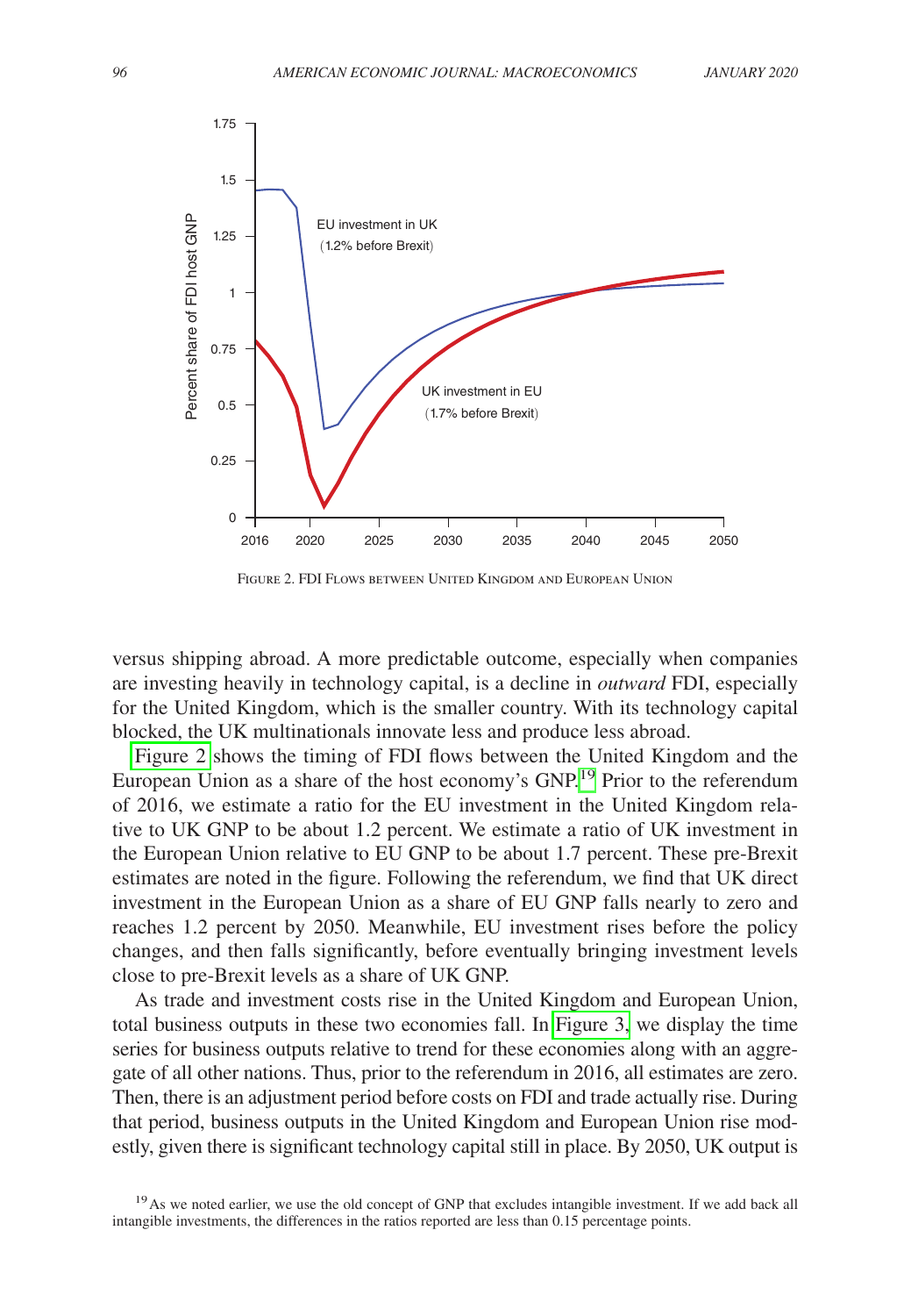Figure 2. FDI Flows between United Kingdom and European Union

versus shipping abroad. A more predictable outcome, especially when companies are investing heavily in technology capital, is a decline in *outward* FDI, especially for the United Kingdom, which is the smaller country. With its technology capital blocked, the UK multinationals innovate less and produce less abroad.

Figure 2 shows the timing of FDI flows between the United Kingdom and the European Union as a share of the host economy's GNP.[19] Prior to the referendum of 2016, we estimate a ratio for the EU investment in the United Kingdom relative to UK GNP to be about 1.2 percent. We estimate a ratio of UK investment in the European Union relative to EU GNP to be about 1.7 percent. These pre-Brexit estimates are noted in the figure. Following the referendum, we find that UK direct investment in the European Union as a share of EU GNP falls nearly to zero and reaches 1.2 percent by 2050. Meanwhile, EU investment rises before the policy changes, and then falls significantly, before eventually bringing investment levels close to pre-Brexit levels as a share of UK GNP.

As trade and investment costs rise in the United Kingdom and European Union, total business outputs in these two economies fall. In Figure 3, we display the time series for business outputs relative to trend for these economies along with an aggregate of all other nations. Thus, prior to the referendum in 2016, all estimates are zero. Then, there is an adjustment period before costs on FDI and trade actually rise. During that period, business outputs in the United Kingdom and European Union rise modestly, given there is significant technology capital still in place. By 2050, UK output is

[19] As we noted earlier, we use the old concept of GNP that excludes intangible investment. If we add back all intangible investments, the differences in the ratios reported are less than 0.15 percentage points.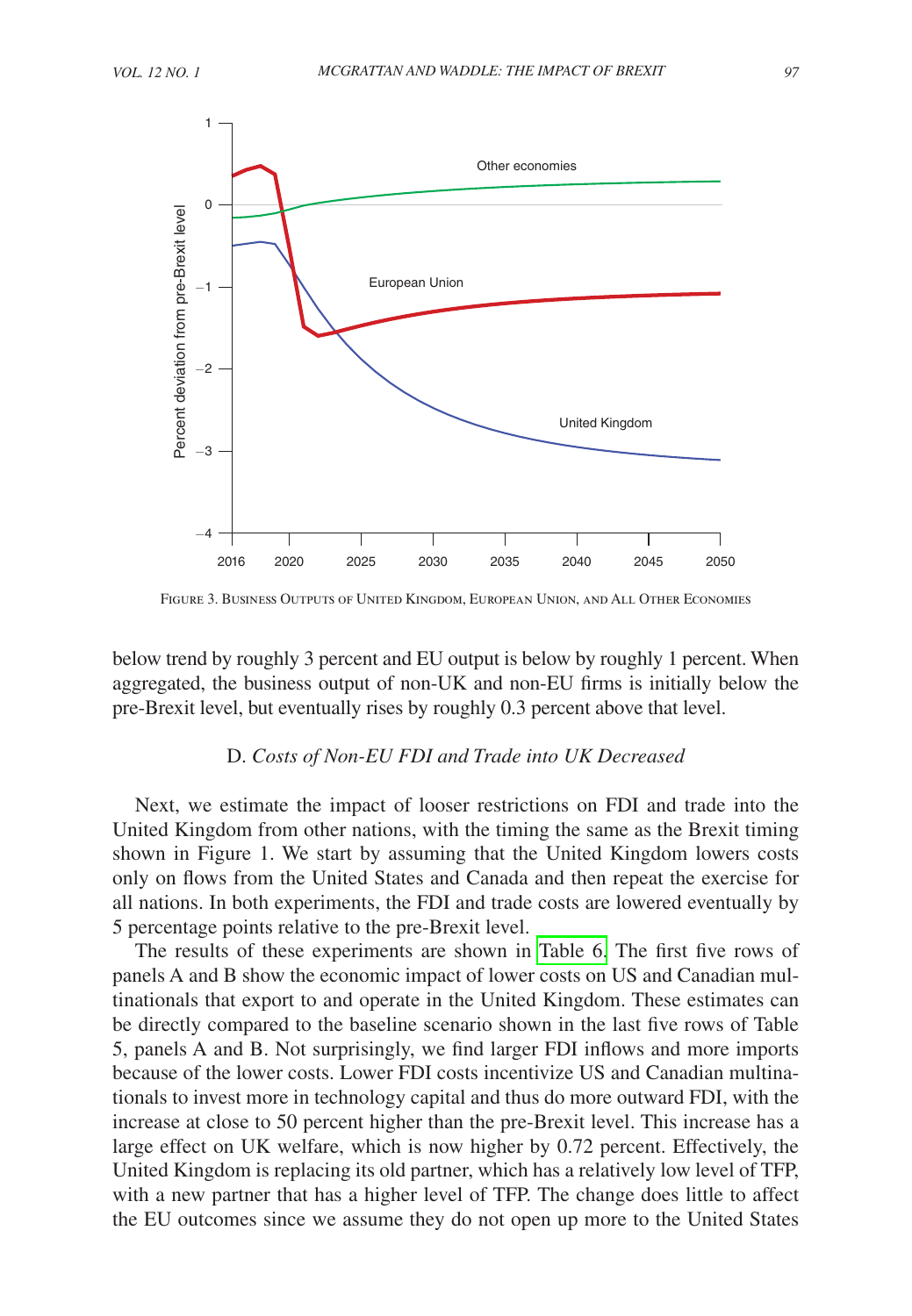FIGURE 3. BUSINESS OUTPUTS OF UNITED KINGDOM, EUROPEAN UNION, AND ALL OTHER ECONOMIES

below trend by roughly 3 percent and EU output is below by roughly 1 percent. When aggregated, the business output of non-UK and non-EU firms is initially below the pre-Brexit level, but eventually rises by roughly 0.3 percent above that level.

### D. *Costs of Non-EU FDI and Trade into UK Decreased*

Next, we estimate the impact of looser restrictions on FDI and trade into the United Kingdom from other nations, with the timing the same as the Brexit timing shown in Figure 1. We start by assuming that the United Kingdom lowers costs only on flows from the United States and Canada and then repeat the exercise for all nations. In both experiments, the FDI and trade costs are lowered eventually by 5 percentage points relative to the pre-Brexit level.

The results of these experiments are shown in Table 6. The first five rows of panels A and B show the economic impact of lower costs on US and Canadian multinationals that export to and operate in the United Kingdom. These estimates can be directly compared to the baseline scenario shown in the last five rows of Table 5, panels A and B. Not surprisingly, we find larger FDI inflows and more imports because of the lower costs. Lower FDI costs incentivize US and Canadian multinationals to invest more in technology capital and thus do more outward FDI, with the increase at close to 50 percent higher than the pre-Brexit level. This increase has a large effect on UK welfare, which is now higher by 0.72 percent. Effectively, the United Kingdom is replacing its old partner, which has a relatively low level of TFP, with a new partner that has a higher level of TFP. The change does little to affect the EU outcomes since we assume they do not open up more to the United States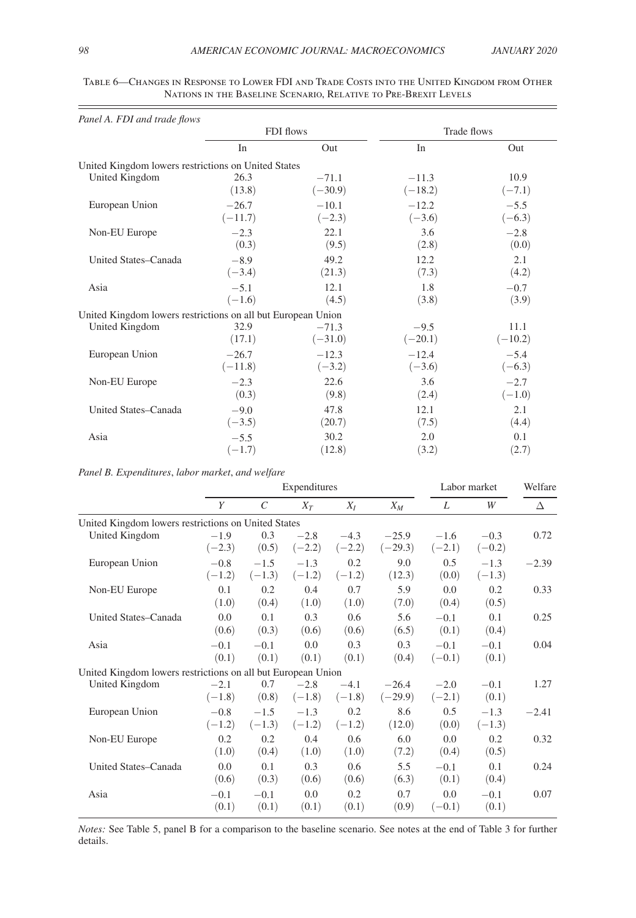Table 6—Changes in Response to Lower FDI and Trade Costs into the United Kingdom from Other Nations in the Baseline Scenario, Relative to Pre-Brexit Levels

*Panel A. FDI and trade flows*

| | FDI flows | | Trade flows | |
|---|---|---|---|---|
| | In | Out | In | Out |
| United Kingdom lowers restrictions on United States | | | | |
| United Kingdom | 26.3 | −71.1 | −11.3 | 10.9 |
| | (13.8) | (−30.9) | (−18.2) | (−7.1) |
| European Union | −26.7 | −10.1 | −12.2 | −5.5 |
| | (−11.7) | (−2.3) | (−3.6) | (−6.3) |
| Non-EU Europe | −2.3 | 22.1 | 3.6 | −2.8 |
| | (0.3) | (9.5) | (2.8) | (0.0) |
| United States–Canada | −8.9 | 49.2 | 12.2 | 2.1 |
| | (−3.4) | (21.3) | (7.3) | (4.2) |
| Asia | −5.1 | 12.1 | 1.8 | −0.7 |
| | (−1.6) | (4.5) | (3.8) | (3.9) |
| United Kingdom lowers restrictions on all but European Union | | | | |
| United Kingdom | 32.9 | −71.3 | −9.5 | 11.1 |
| | (17.1) | (−31.0) | (−20.1) | (−10.2) |
| European Union | −26.7 | −12.3 | −12.4 | −5.4 |
| | (−11.8) | (−3.2) | (−3.6) | (−6.3) |
| Non-EU Europe | −2.3 | 22.6 | 3.6 | −2.7 |
| | (0.3) | (9.8) | (2.4) | (−1.0) |
| United States–Canada | −9.0 | 47.8 | 12.1 | 2.1 |
| | (−3.5) | (20.7) | (7.5) | (4.4) |
| Asia | −5.5 | 30.2 | 2.0 | 0.1 |
| | (−1.7) | (12.8) | (3.2) | (2.7) |

*Panel B. Expenditures, labor market, and welfare*

| | Expenditures | | | | | Labor market | | Welfare |
|---|---|---|---|---|---|---|---|---|
| | $Y$ | $C$ | $X_T$ | $X_I$ | $X_M$ | $L$ | $W$ | $\Delta$ |
| United Kingdom lowers restrictions on United States | | | | | | | | |
| United Kingdom | −1.9 | 0.3 | −2.8 | −4.3 | −25.9 | −1.6 | −0.3 | 0.72 |
| | (−2.3) | (0.5) | (−2.2) | (−2.2) | (−29.3) | (−2.1) | (−0.2) | |
| European Union | −0.8 | −1.5 | −1.3 | 0.2 | 9.0 | 0.5 | −1.3 | −2.39 |
| | (−1.2) | (−1.3) | (−1.2) | (−1.2) | (12.3) | (0.0) | (−1.3) | |
| Non-EU Europe | 0.1 | 0.2 | 0.4 | 0.7 | 5.9 | 0.0 | 0.2 | 0.33 |
| | (1.0) | (0.4) | (1.0) | (1.0) | (7.0) | (0.4) | (0.5) | |
| United States–Canada | 0.0 | 0.1 | 0.3 | 0.6 | 5.6 | −0.1 | 0.1 | 0.25 |
| | (0.6) | (0.3) | (0.6) | (0.6) | (6.5) | (0.1) | (0.4) | |
| Asia | −0.1 | −0.1 | 0.0 | 0.3 | 0.3 | −0.1 | −0.1 | 0.04 |
| | (0.1) | (0.1) | (0.1) | (0.1) | (0.4) | (−0.1) | (0.1) | |
| United Kingdom lowers restrictions on all but European Union | | | | | | | | |
| United Kingdom | −2.1 | 0.7 | −2.8 | −4.1 | −26.4 | −2.0 | −0.1 | 1.27 |
| | (−1.8) | (0.8) | (−1.8) | (−1.8) | (−29.9) | (−2.1) | (0.1) | |
| European Union | −0.8 | −1.5 | −1.3 | 0.2 | 8.6 | 0.5 | −1.3 | −2.41 |
| | (−1.2) | (−1.3) | (−1.2) | (−1.2) | (12.0) | (0.0) | (−1.3) | |
| Non-EU Europe | 0.2 | 0.2 | 0.4 | 0.6 | 6.0 | 0.0 | 0.2 | 0.32 |
| | (1.0) | (0.4) | (1.0) | (1.0) | (7.2) | (0.4) | (0.5) | |
| United States–Canada | 0.0 | 0.1 | 0.3 | 0.6 | 5.5 | −0.1 | 0.1 | 0.24 |
| | (0.6) | (0.3) | (0.6) | (0.6) | (6.3) | (0.1) | (0.4) | |
| Asia | −0.1 | −0.1 | 0.0 | 0.2 | 0.7 | 0.0 | −0.1 | 0.07 |
| | (0.1) | (0.1) | (0.1) | (0.1) | (0.9) | (−0.1) | (0.1) | |

*Notes:* See Table 5, panel B for a comparison to the baseline scenario. See notes at the end of Table 3 for further details.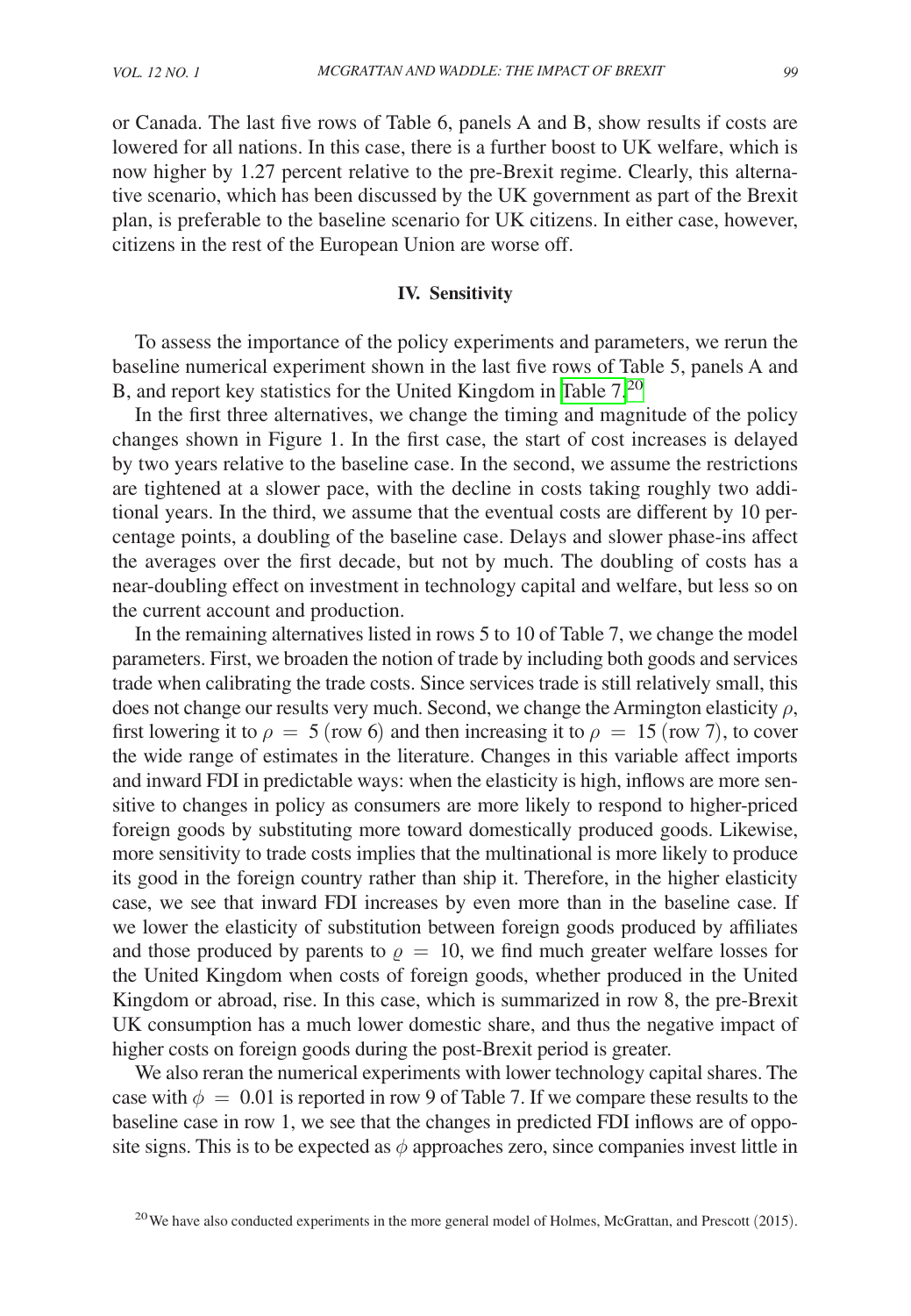or Canada. The last five rows of Table 6, panels A and B, show results if costs are lowered for all nations. In this case, there is a further boost to UK welfare, which is now higher by 1.27 percent relative to the pre-Brexit regime. Clearly, this alternative scenario, which has been discussed by the UK government as part of the Brexit plan, is preferable to the baseline scenario for UK citizens. In either case, however, citizens in the rest of the European Union are worse off.

## IV. Sensitivity

To assess the importance of the policy experiments and parameters, we rerun the baseline numerical experiment shown in the last five rows of Table 5, panels A and B, and report key statistics for the United Kingdom in Table 7.[20]

In the first three alternatives, we change the timing and magnitude of the policy changes shown in Figure 1. In the first case, the start of cost increases is delayed by two years relative to the baseline case. In the second, we assume the restrictions are tightened at a slower pace, with the decline in costs taking roughly two additional years. In the third, we assume that the eventual costs are different by 10 percentage points, a doubling of the baseline case. Delays and slower phase-ins affect the averages over the first decade, but not by much. The doubling of costs has a near-doubling effect on investment in technology capital and welfare, but less so on the current account and production.

In the remaining alternatives listed in rows 5 to 10 of Table 7, we change the model parameters. First, we broaden the notion of trade by including both goods and services trade when calibrating the trade costs. Since services trade is still relatively small, this does not change our results very much. Second, we change the Armington elasticity $\rho$, first lowering it to $\rho = 5$ (row 6) and then increasing it to $\rho = 15$ (row 7), to cover the wide range of estimates in the literature. Changes in this variable affect imports and inward FDI in predictable ways: when the elasticity is high, inflows are more sensitive to changes in policy as consumers are more likely to respond to higher-priced foreign goods by substituting more toward domestically produced goods. Likewise, more sensitivity to trade costs implies that the multinational is more likely to produce its good in the foreign country rather than ship it. Therefore, in the higher elasticity case, we see that inward FDI increases by even more than in the baseline case. If we lower the elasticity of substitution between foreign goods produced by affiliates and those produced by parents to $\varrho = 10$, we find much greater welfare losses for the United Kingdom when costs of foreign goods, whether produced in the United Kingdom or abroad, rise. In this case, which is summarized in row 8, the pre-Brexit UK consumption has a much lower domestic share, and thus the negative impact of higher costs on foreign goods during the post-Brexit period is greater.

We also reran the numerical experiments with lower technology capital shares. The case with $\phi = 0.01$ is reported in row 9 of Table 7. If we compare these results to the baseline case in row 1, we see that the changes in predicted FDI inflows are of opposite signs. This is to be expected as $\phi$ approaches zero, since companies invest little in

[20] We have also conducted experiments in the more general model of Holmes, McGrattan, and Prescott (2015).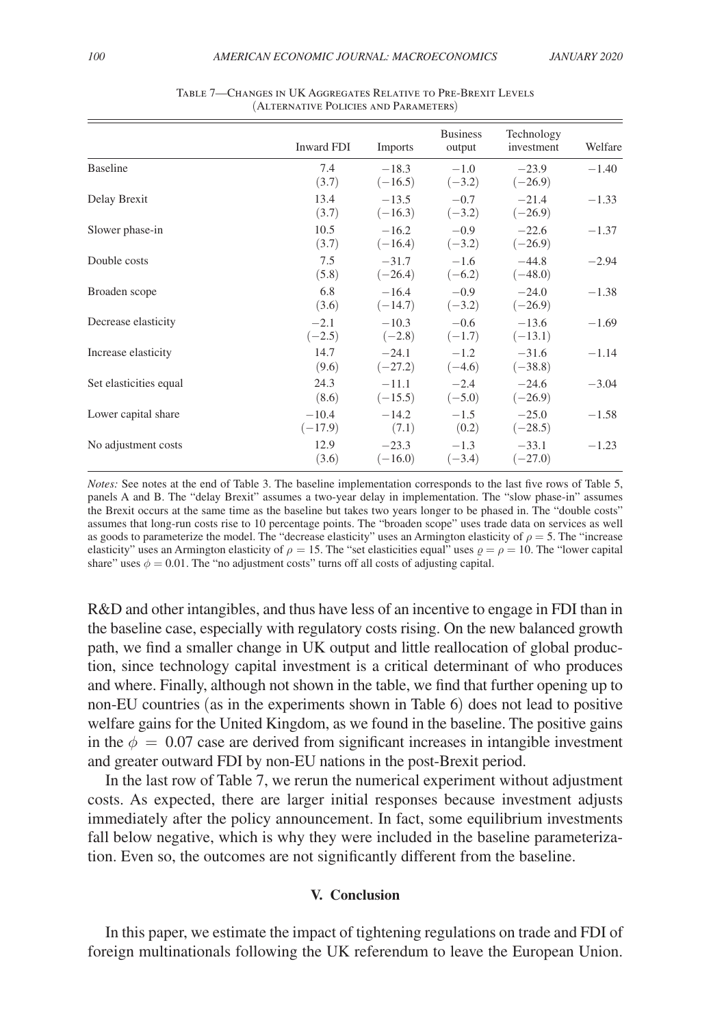Table 7—Changes in UK Aggregates Relative to Pre-Brexit Levels (Alternative Policies and Parameters)

| | Inward FDI | Imports | Business output | Technology investment | Welfare |
|---|---|---|---|---|---|
| Baseline | 7.4 | −18.3 | −1.0 | −23.9 | −1.40 |
| | (3.7) | (−16.5) | (−3.2) | (−26.9) | |
| Delay Brexit | 13.4 | −13.5 | −0.7 | −21.4 | −1.33 |
| | (3.7) | (−16.3) | (−3.2) | (−26.9) | |
| Slower phase-in | 10.5 | −16.2 | −0.9 | −22.6 | −1.37 |
| | (3.7) | (−16.4) | (−3.2) | (−26.9) | |
| Double costs | 7.5 | −31.7 | −1.6 | −44.8 | −2.94 |
| | (5.8) | (−26.4) | (−6.2) | (−48.0) | |
| Broaden scope | 6.8 | −16.4 | −0.9 | −24.0 | −1.38 |
| | (3.6) | (−14.7) | (−3.2) | (−26.9) | |
| Decrease elasticity | −2.1 | −10.3 | −0.6 | −13.6 | −1.69 |
| | (−2.5) | (−2.8) | (−1.7) | (−13.1) | |
| Increase elasticity | 14.7 | −24.1 | −1.2 | −31.6 | −1.14 |
| | (9.6) | (−27.2) | (−4.6) | (−38.8) | |
| Set elasticities equal | 24.3 | −11.1 | −2.4 | −24.6 | −3.04 |
| | (8.6) | (−15.5) | (−5.0) | (−26.9) | |
| Lower capital share | −10.4 | −14.2 | −1.5 | −25.0 | −1.58 |
| | (−17.9) | (7.1) | (0.2) | (−28.5) | |
| No adjustment costs | 12.9 | −23.3 | −1.3 | −33.1 | −1.23 |
| | (3.6) | (−16.0) | (−3.4) | (−27.0) | |

*Notes:* See notes at the end of Table 3. The baseline implementation corresponds to the last five rows of Table 5, panels A and B. The "delay Brexit" assumes a two-year delay in implementation. The "slow phase-in" assumes the Brexit occurs at the same time as the baseline but takes two years longer to be phased in. The "double costs" assumes that long-run costs rise to 10 percentage points. The "broaden scope" uses trade data on services as well as goods to parameterize the model. The "decrease elasticity" uses an Armington elasticity of $\rho = 5$. The "increase elasticity" uses an Armington elasticity of $\rho = 15$. The "set elasticities equal" uses $\varrho = \rho = 10$. The "lower capital share" uses $\phi = 0.01$. The "no adjustment costs" turns off all costs of adjusting capital.

R&D and other intangibles, and thus have less of an incentive to engage in FDI than in the baseline case, especially with regulatory costs rising. On the new balanced growth path, we find a smaller change in UK output and little reallocation of global production, since technology capital investment is a critical determinant of who produces and where. Finally, although not shown in the table, we find that further opening up to non-EU countries (as in the experiments shown in Table 6) does not lead to positive welfare gains for the United Kingdom, as we found in the baseline. The positive gains in the $\phi = 0.07$ case are derived from significant increases in intangible investment and greater outward FDI by non-EU nations in the post-Brexit period.

In the last row of Table 7, we rerun the numerical experiment without adjustment costs. As expected, there are larger initial responses because investment adjusts immediately after the policy announcement. In fact, some equilibrium investments fall below negative, which is why they were included in the baseline parameterization. Even so, the outcomes are not significantly different from the baseline.

## V. Conclusion

In this paper, we estimate the impact of tightening regulations on trade and FDI of foreign multinationals following the UK referendum to leave the European Union.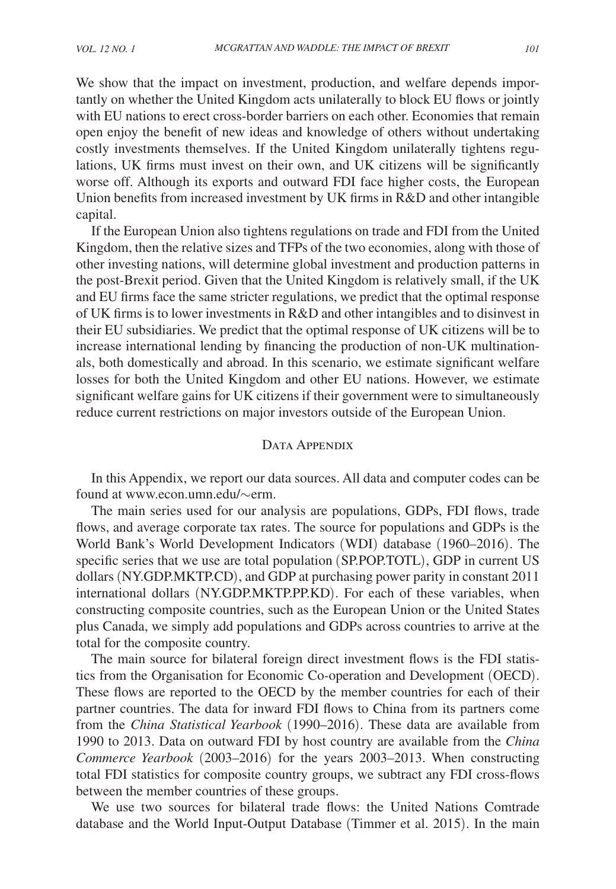We show that the impact on investment, production, and welfare depends importantly on whether the United Kingdom acts unilaterally to block EU flows or jointly with EU nations to erect cross-border barriers on each other. Economies that remain open enjoy the benefit of new ideas and knowledge of others without undertaking costly investments themselves. If the United Kingdom unilaterally tightens regulations, UK firms must invest on their own, and UK citizens will be significantly worse off. Although its exports and outward FDI face higher costs, the European Union benefits from increased investment by UK firms in R&D and other intangible capital.

If the European Union also tightens regulations on trade and FDI from the United Kingdom, then the relative sizes and TFPs of the two economies, along with those of other investing nations, will determine global investment and production patterns in the post-Brexit period. Given that the United Kingdom is relatively small, if the UK and EU firms face the same stricter regulations, we predict that the optimal response of UK firms is to lower investments in R&D and other intangibles and to disinvest in their EU subsidiaries. We predict that the optimal response of UK citizens will be to increase international lending by financing the production of non-UK multinationals, both domestically and abroad. In this scenario, we estimate significant welfare losses for both the United Kingdom and other EU nations. However, we estimate significant welfare gains for UK citizens if their government were to simultaneously reduce current restrictions on major investors outside of the European Union.

## Data Appendix

In this Appendix, we report our data sources. All data and computer codes can be found at www.econ.umn.edu/~erm.

The main series used for our analysis are populations, GDPs, FDI flows, trade flows, and average corporate tax rates. The source for populations and GDPs is the World Bank's World Development Indicators (WDI) database (1960–2016). The specific series that we use are total population (SP.POP.TOTL), GDP in current US dollars (NY.GDP.MKTP.CD), and GDP at purchasing power parity in constant 2011 international dollars (NY.GDP.MKTP.PP.KD). For each of these variables, when constructing composite countries, such as the European Union or the United States plus Canada, we simply add populations and GDPs across countries to arrive at the total for the composite country.

The main source for bilateral foreign direct investment flows is the FDI statistics from the Organisation for Economic Co-operation and Development (OECD). These flows are reported to the OECD by the member countries for each of their partner countries. The data for inward FDI flows to China from its partners come from the *China Statistical Yearbook* (1990–2016). These data are available from 1990 to 2013. Data on outward FDI by host country are available from the *China Commerce Yearbook* (2003–2016) for the years 2003–2013. When constructing total FDI statistics for composite country groups, we subtract any FDI cross-flows between the member countries of these groups.

We use two sources for bilateral trade flows: the United Nations Comtrade database and the World Input-Output Database (Timmer et al. 2015). In the main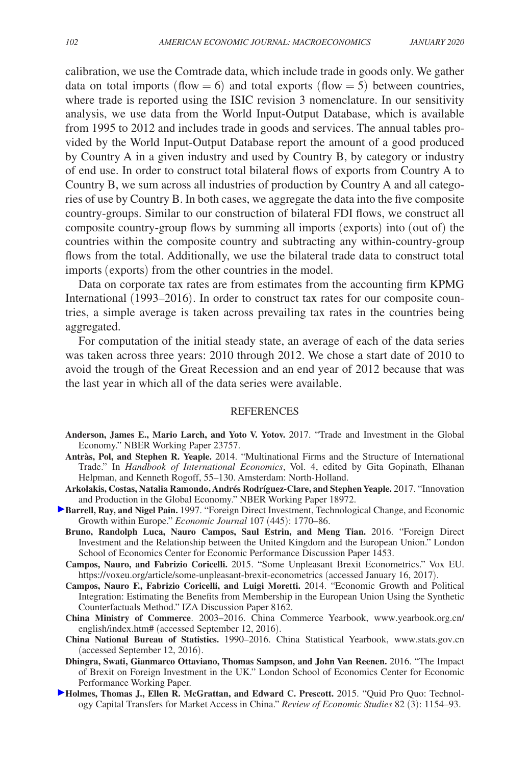calibration, we use the Comtrade data, which include trade in goods only. We gather data on total imports (flow = 6) and total exports (flow = 5) between countries, where trade is reported using the ISIC revision 3 nomenclature. In our sensitivity analysis, we use data from the World Input-Output Database, which is available from 1995 to 2012 and includes trade in goods and services. The annual tables provided by the World Input-Output Database report the amount of a good produced by Country A in a given industry and used by Country B, by category or industry of end use. In order to construct total bilateral flows of exports from Country A to Country B, we sum across all industries of production by Country A and all categories of use by Country B. In both cases, we aggregate the data into the five composite country-groups. Similar to our construction of bilateral FDI flows, we construct all composite country-group flows by summing all imports (exports) into (out of) the countries within the composite country and subtracting any within-country-group flows from the total. Additionally, we use the bilateral trade data to construct total imports (exports) from the other countries in the model.

Data on corporate tax rates are from estimates from the accounting firm KPMG International (1993–2016). In order to construct tax rates for our composite countries, a simple average is taken across prevailing tax rates in the countries being aggregated.

For computation of the initial steady state, an average of each of the data series was taken across three years: 2010 through 2012. We chose a start date of 2010 to avoid the trough of the Great Recession and an end year of 2012 because that was the last year in which all of the data series were available.

## REFERENCES

**Anderson, James E., Mario Larch, and Yoto V. Yotov.** 2017. "Trade and Investment in the Global Economy." NBER Working Paper 23757.

**Antràs, Pol, and Stephen R. Yeaple.** 2014. "Multinational Firms and the Structure of International Trade." In *Handbook of International Economics*, Vol. 4, edited by Gita Gopinath, Elhanan Helpman, and Kenneth Rogoff, 55–130. Amsterdam: North-Holland.

**Arkolakis, Costas, Natalia Ramondo, Andrés Rodríguez-Clare, and Stephen Yeaple.** 2017. "Innovation and Production in the Global Economy." NBER Working Paper 18972.

**Barrell, Ray, and Nigel Pain.** 1997. "Foreign Direct Investment, Technological Change, and Economic Growth within Europe." *Economic Journal* 107 (445): 1770–86.

**Bruno, Randolph Luca, Nauro Campos, Saul Estrin, and Meng Tian.** 2016. "Foreign Direct Investment and the Relationship between the United Kingdom and the European Union." London School of Economics Center for Economic Performance Discussion Paper 1453.

**Campos, Nauro, and Fabrizio Coricelli.** 2015. "Some Unpleasant Brexit Econometrics." Vox EU. https://voxeu.org/article/some-unpleasant-brexit-econometrics (accessed January 16, 2017).

**Campos, Nauro F., Fabrizio Coricelli, and Luigi Moretti.** 2014. "Economic Growth and Political Integration: Estimating the Benefits from Membership in the European Union Using the Synthetic Counterfactuals Method." IZA Discussion Paper 8162.

**China Ministry of Commerce**. 2003–2016. China Commerce Yearbook, www.yearbook.org.cn/english/index.htm# (accessed September 12, 2016).

**China National Bureau of Statistics.** 1990–2016. China Statistical Yearbook, www.stats.gov.cn (accessed September 12, 2016).

**Dhingra, Swati, Gianmarco Ottaviano, Thomas Sampson, and John Van Reenen.** 2016. "The Impact of Brexit on Foreign Investment in the UK." London School of Economics Center for Economic Performance Working Paper.

**Holmes, Thomas J., Ellen R. McGrattan, and Edward C. Prescott.** 2015. "Quid Pro Quo: Technology Capital Transfers for Market Access in China." *Review of Economic Studies* 82 (3): 1154–93.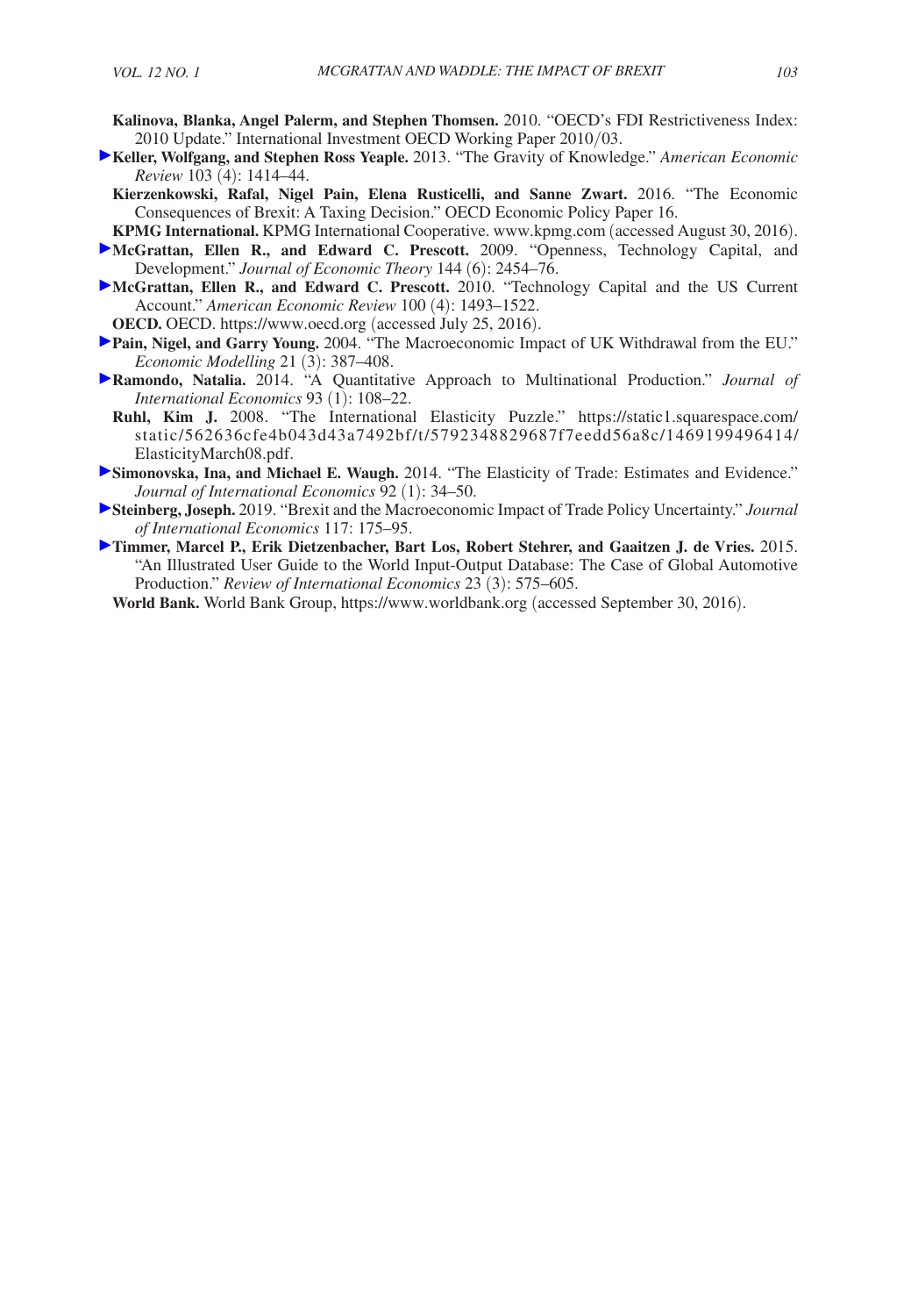**Kalinova, Blanka, Angel Palerm, and Stephen Thomsen.** 2010. "OECD's FDI Restrictiveness Index: 2010 Update." International Investment OECD Working Paper 2010/03.

**Keller, Wolfgang, and Stephen Ross Yeaple.** 2013. "The Gravity of Knowledge." *American Economic Review* 103 (4): 1414–44.

**Kierzenkowski, Rafal, Nigel Pain, Elena Rusticelli, and Sanne Zwart.** 2016. "The Economic Consequences of Brexit: A Taxing Decision." OECD Economic Policy Paper 16.

**KPMG International.** KPMG International Cooperative. www.kpmg.com (accessed August 30, 2016).

**McGrattan, Ellen R., and Edward C. Prescott.** 2009. "Openness, Technology Capital, and Development." *Journal of Economic Theory* 144 (6): 2454–76.

**McGrattan, Ellen R., and Edward C. Prescott.** 2010. "Technology Capital and the US Current Account." *American Economic Review* 100 (4): 1493–1522.

**OECD.** OECD. https://www.oecd.org (accessed July 25, 2016).

**Pain, Nigel, and Garry Young.** 2004. "The Macroeconomic Impact of UK Withdrawal from the EU." *Economic Modelling* 21 (3): 387–408.

**Ramondo, Natalia.** 2014. "A Quantitative Approach to Multinational Production." *Journal of International Economics* 93 (1): 108–22.

**Ruhl, Kim J.** 2008. "The International Elasticity Puzzle." https://static1.squarespace.com/static/562636cfe4b043d43a7492bf/t/5792348829687f7eedd56a8c/1469199496414/ElasticityMarch08.pdf.

**Simonovska, Ina, and Michael E. Waugh.** 2014. "The Elasticity of Trade: Estimates and Evidence." *Journal of International Economics* 92 (1): 34–50.

**Steinberg, Joseph.** 2019. "Brexit and the Macroeconomic Impact of Trade Policy Uncertainty." *Journal of International Economics* 117: 175–95.

**Timmer, Marcel P., Erik Dietzenbacher, Bart Los, Robert Stehrer, and Gaaitzen J. de Vries.** 2015. "An Illustrated User Guide to the World Input-Output Database: The Case of Global Automotive Production." *Review of International Economics* 23 (3): 575–605.

**World Bank.** World Bank Group, https://www.worldbank.org (accessed September 30, 2016).